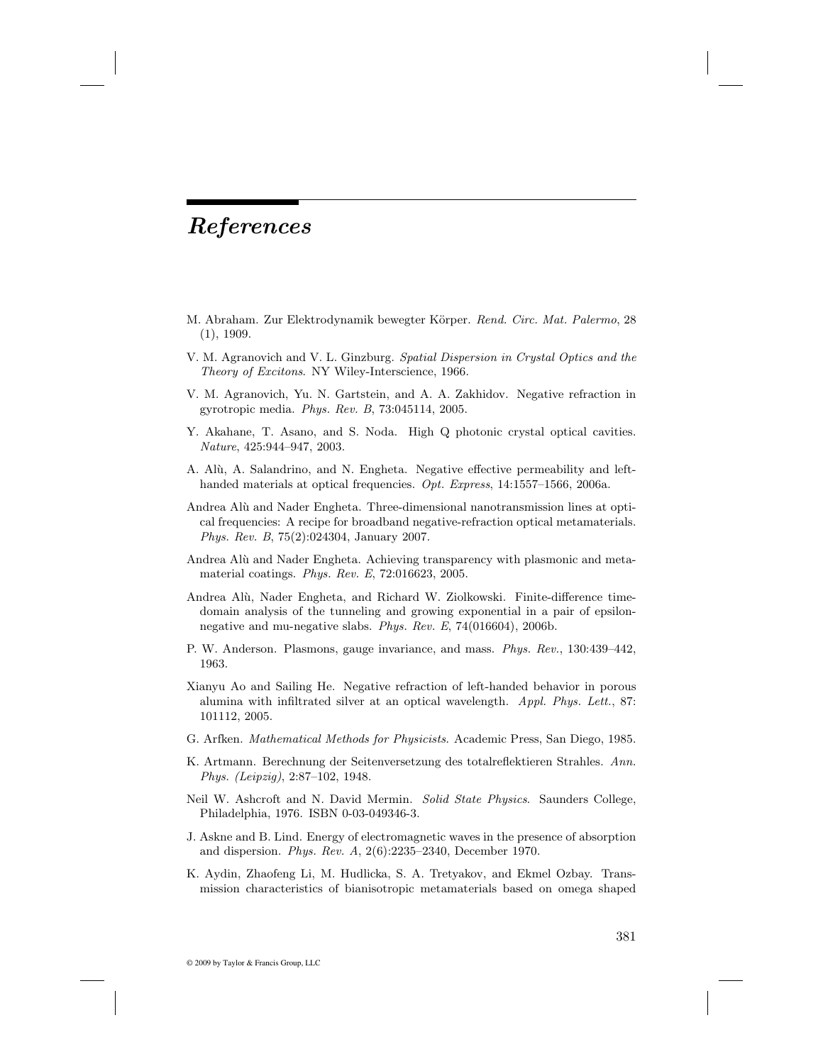# References

M. Abraham. Zur Elektrodynamik bewegter Körper. *Rend. Circ. Mat. Palermo*, 28 (1), 1909.

V. M. Agranovich and V. L. Ginzburg. *Spatial Dispersion in Crystal Optics and the Theory of Excitons*. NY Wiley-Interscience, 1966.

V. M. Agranovich, Yu. N. Gartstein, and A. A. Zakhidov. Negative refraction in gyrotropic media. *Phys. Rev. B*, 73:045114, 2005.

Y. Akahane, T. Asano, and S. Noda. High Q photonic crystal optical cavities. *Nature*, 425:944–947, 2003.

A. Alù, A. Salandrino, and N. Engheta. Negative effective permeability and left-handed materials at optical frequencies. *Opt. Express*, 14:1557–1566, 2006a.

Andrea Alù and Nader Engheta. Three-dimensional nanotransmission lines at optical frequencies: A recipe for broadband negative-refraction optical metamaterials. *Phys. Rev. B*, 75(2):024304, January 2007.

Andrea Alù and Nader Engheta. Achieving transparency with plasmonic and metamaterial coatings. *Phys. Rev. E*, 72:016623, 2005.

Andrea Alù, Nader Engheta, and Richard W. Ziolkowski. Finite-difference time-domain analysis of the tunneling and growing exponential in a pair of epsilon-negative and mu-negative slabs. *Phys. Rev. E*, 74(016604), 2006b.

P. W. Anderson. Plasmons, gauge invariance, and mass. *Phys. Rev.*, 130:439–442, 1963.

Xianyu Ao and Sailing He. Negative refraction of left-handed behavior in porous alumina with infiltrated silver at an optical wavelength. *Appl. Phys. Lett.*, 87: 101112, 2005.

G. Arfken. *Mathematical Methods for Physicists*. Academic Press, San Diego, 1985.

K. Artmann. Berechnung der Seitenversetzung des totalreflektieren Strahles. *Ann. Phys. (Leipzig)*, 2:87–102, 1948.

Neil W. Ashcroft and N. David Mermin. *Solid State Physics*. Saunders College, Philadelphia, 1976. ISBN 0-03-049346-3.

J. Askne and B. Lind. Energy of electromagnetic waves in the presence of absorption and dispersion. *Phys. Rev. A*, 2(6):2235–2340, December 1970.

K. Aydin, Zhaofeng Li, M. Hudlicka, S. A. Tretyakov, and Ekmel Ozbay. Transmission characteristics of bianisotropic metamaterials based on omega shaped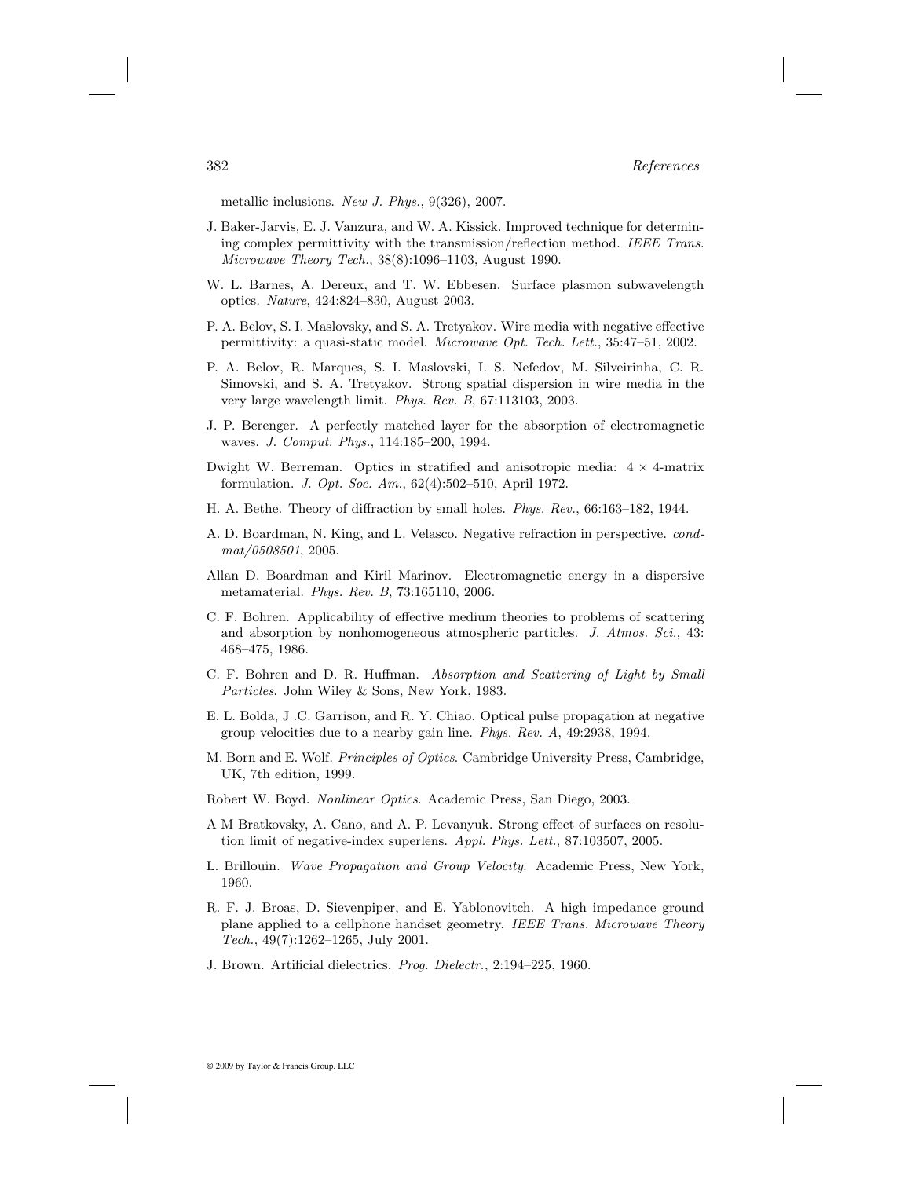metallic inclusions. *New J. Phys.*, 9(326), 2007.

J. Baker-Jarvis, E. J. Vanzura, and W. A. Kissick. Improved technique for determining complex permittivity with the transmission/reflection method. *IEEE Trans. Microwave Theory Tech.*, 38(8):1096–1103, August 1990.

W. L. Barnes, A. Dereux, and T. W. Ebbesen. Surface plasmon subwavelength optics. *Nature*, 424:824–830, August 2003.

P. A. Belov, S. I. Maslovsky, and S. A. Tretyakov. Wire media with negative effective permittivity: a quasi-static model. *Microwave Opt. Tech. Lett.*, 35:47–51, 2002.

P. A. Belov, R. Marques, S. I. Maslovski, I. S. Nefedov, M. Silveirinha, C. R. Simovski, and S. A. Tretyakov. Strong spatial dispersion in wire media in the very large wavelength limit. *Phys. Rev. B*, 67:113103, 2003.

J. P. Berenger. A perfectly matched layer for the absorption of electromagnetic waves. *J. Comput. Phys.*, 114:185–200, 1994.

Dwight W. Berreman. Optics in stratified and anisotropic media: $4 \times 4$-matrix formulation. *J. Opt. Soc. Am.*, 62(4):502–510, April 1972.

H. A. Bethe. Theory of diffraction by small holes. *Phys. Rev.*, 66:163–182, 1944.

A. D. Boardman, N. King, and L. Velasco. Negative refraction in perspective. *cond-mat/0508501*, 2005.

Allan D. Boardman and Kiril Marinov. Electromagnetic energy in a dispersive metamaterial. *Phys. Rev. B*, 73:165110, 2006.

C. F. Bohren. Applicability of effective medium theories to problems of scattering and absorption by nonhomogeneous atmospheric particles. *J. Atmos. Sci.*, 43: 468–475, 1986.

C. F. Bohren and D. R. Huffman. *Absorption and Scattering of Light by Small Particles*. John Wiley & Sons, New York, 1983.

E. L. Bolda, J .C. Garrison, and R. Y. Chiao. Optical pulse propagation at negative group velocities due to a nearby gain line. *Phys. Rev. A*, 49:2938, 1994.

M. Born and E. Wolf. *Principles of Optics*. Cambridge University Press, Cambridge, UK, 7th edition, 1999.

Robert W. Boyd. *Nonlinear Optics*. Academic Press, San Diego, 2003.

A M Bratkovsky, A. Cano, and A. P. Levanyuk. Strong effect of surfaces on resolution limit of negative-index superlens. *Appl. Phys. Lett.*, 87:103507, 2005.

L. Brillouin. *Wave Propagation and Group Velocity*. Academic Press, New York, 1960.

R. F. J. Broas, D. Sievenpiper, and E. Yablonovitch. A high impedance ground plane applied to a cellphone handset geometry. *IEEE Trans. Microwave Theory Tech.*, 49(7):1262–1265, July 2001.

J. Brown. Artificial dielectrics. *Prog. Dielectr.*, 2:194–225, 1960.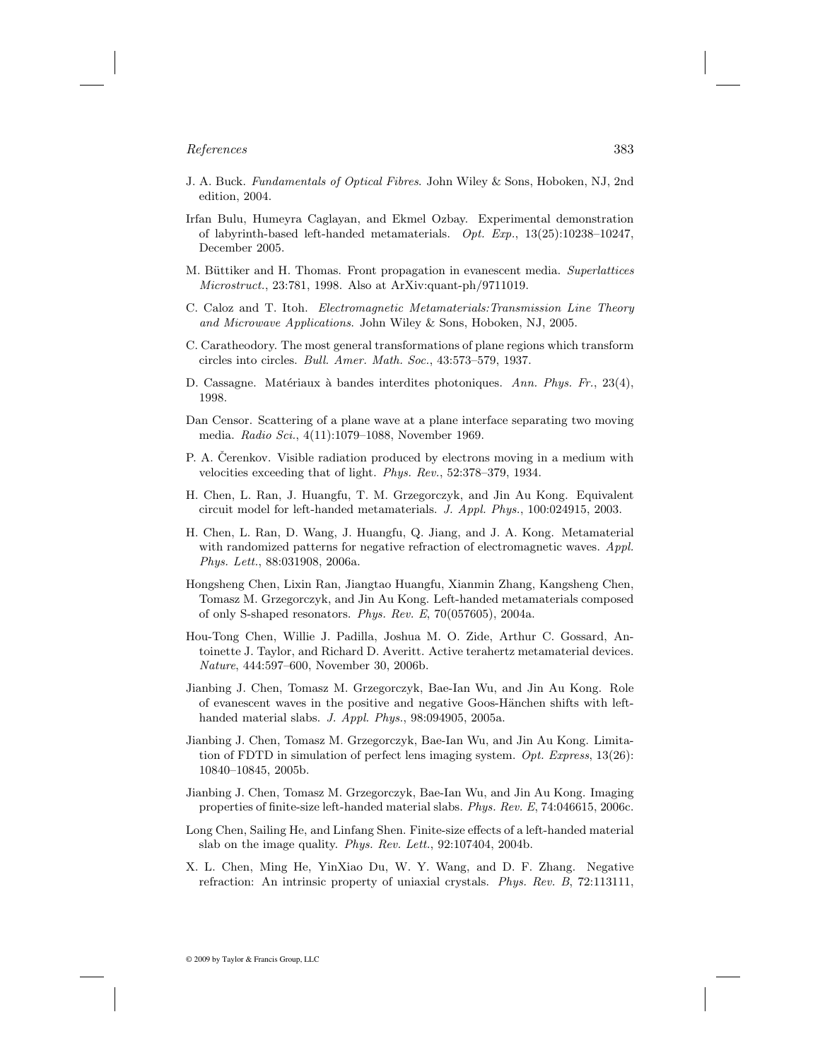J. A. Buck. *Fundamentals of Optical Fibres*. John Wiley & Sons, Hoboken, NJ, 2nd edition, 2004.

Irfan Bulu, Humeyra Caglayan, and Ekmel Ozbay. Experimental demonstration of labyrinth-based left-handed metamaterials. *Opt. Exp.*, 13(25):10238–10247, December 2005.

M. Büttiker and H. Thomas. Front propagation in evanescent media. *Superlattices Microstruct.*, 23:781, 1998. Also at ArXiv:quant-ph/9711019.

C. Caloz and T. Itoh. *Electromagnetic Metamaterials:Transmission Line Theory and Microwave Applications*. John Wiley & Sons, Hoboken, NJ, 2005.

C. Caratheodory. The most general transformations of plane regions which transform circles into circles. *Bull. Amer. Math. Soc.*, 43:573–579, 1937.

D. Cassagne. Matériaux à bandes interdites photoniques. *Ann. Phys. Fr.*, 23(4), 1998.

Dan Censor. Scattering of a plane wave at a plane interface separating two moving media. *Radio Sci.*, 4(11):1079–1088, November 1969.

P. A. Čerenkov. Visible radiation produced by electrons moving in a medium with velocities exceeding that of light. *Phys. Rev.*, 52:378–379, 1934.

H. Chen, L. Ran, J. Huangfu, T. M. Grzegorczyk, and Jin Au Kong. Equivalent circuit model for left-handed metamaterials. *J. Appl. Phys.*, 100:024915, 2003.

H. Chen, L. Ran, D. Wang, J. Huangfu, Q. Jiang, and J. A. Kong. Metamaterial with randomized patterns for negative refraction of electromagnetic waves. *Appl. Phys. Lett.*, 88:031908, 2006a.

Hongsheng Chen, Lixin Ran, Jiangtao Huangfu, Xianmin Zhang, Kangsheng Chen, Tomasz M. Grzegorczyk, and Jin Au Kong. Left-handed metamaterials composed of only S-shaped resonators. *Phys. Rev. E*, 70(057605), 2004a.

Hou-Tong Chen, Willie J. Padilla, Joshua M. O. Zide, Arthur C. Gossard, Antoinette J. Taylor, and Richard D. Averitt. Active terahertz metamaterial devices. *Nature*, 444:597–600, November 30, 2006b.

Jianbing J. Chen, Tomasz M. Grzegorczyk, Bae-Ian Wu, and Jin Au Kong. Role of evanescent waves in the positive and negative Goos-Hänchen shifts with left-handed material slabs. *J. Appl. Phys.*, 98:094905, 2005a.

Jianbing J. Chen, Tomasz M. Grzegorczyk, Bae-Ian Wu, and Jin Au Kong. Limitation of FDTD in simulation of perfect lens imaging system. *Opt. Express*, 13(26): 10840–10845, 2005b.

Jianbing J. Chen, Tomasz M. Grzegorczyk, Bae-Ian Wu, and Jin Au Kong. Imaging properties of finite-size left-handed material slabs. *Phys. Rev. E*, 74:046615, 2006c.

Long Chen, Sailing He, and Linfang Shen. Finite-size effects of a left-handed material slab on the image quality. *Phys. Rev. Lett.*, 92:107404, 2004b.

X. L. Chen, Ming He, YinXiao Du, W. Y. Wang, and D. F. Zhang. Negative refraction: An intrinsic property of uniaxial crystals. *Phys. Rev. B*, 72:113111,

© 2009 by Taylor & Francis Group, LLC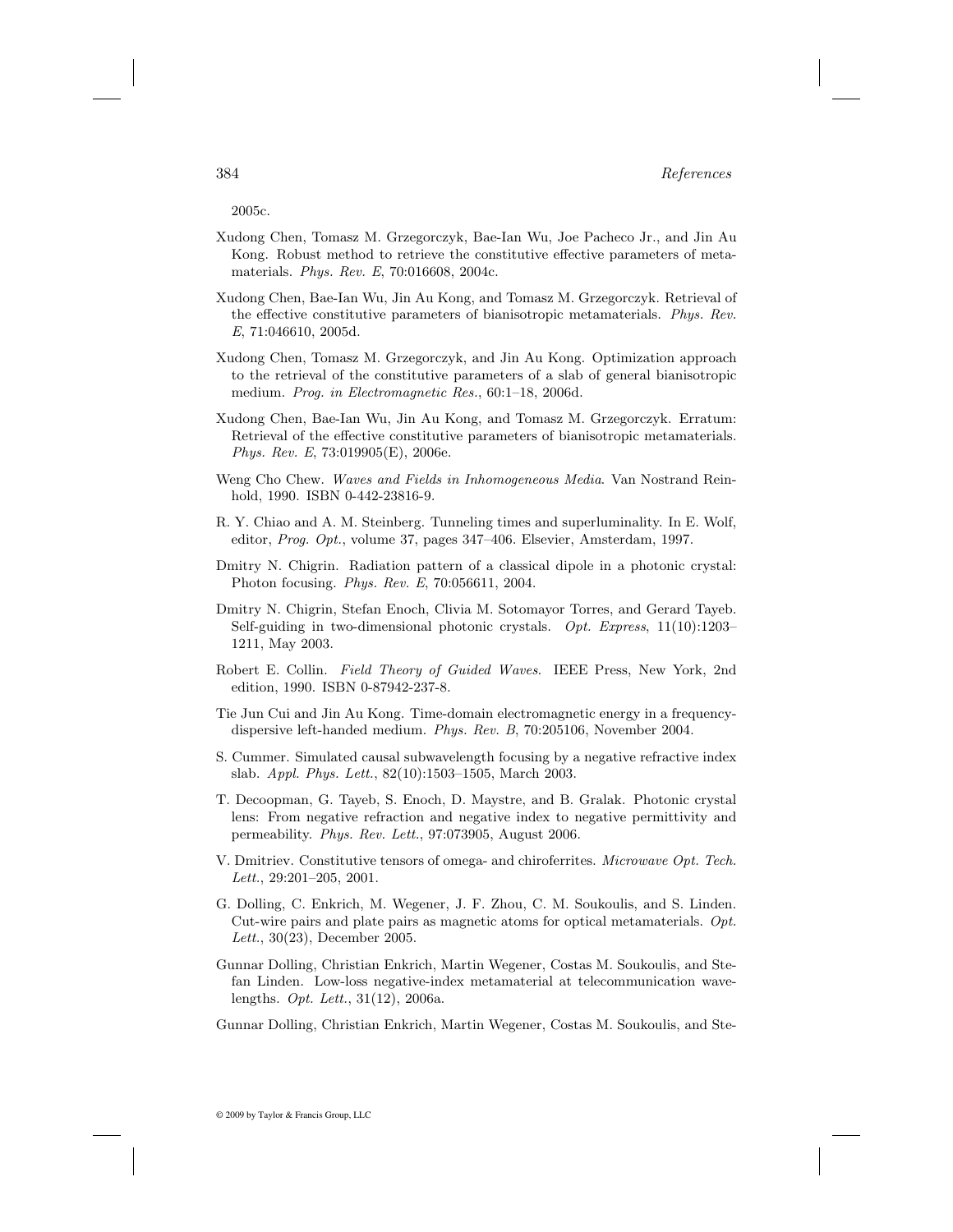2005c.

Xudong Chen, Tomasz M. Grzegorczyk, Bae-Ian Wu, Joe Pacheco Jr., and Jin Au Kong. Robust method to retrieve the constitutive effective parameters of metamaterials. *Phys. Rev. E*, 70:016608, 2004c.

Xudong Chen, Bae-Ian Wu, Jin Au Kong, and Tomasz M. Grzegorczyk. Retrieval of the effective constitutive parameters of bianisotropic metamaterials. *Phys. Rev. E*, 71:046610, 2005d.

Xudong Chen, Tomasz M. Grzegorczyk, and Jin Au Kong. Optimization approach to the retrieval of the constitutive parameters of a slab of general bianisotropic medium. *Prog. in Electromagnetic Res.*, 60:1–18, 2006d.

Xudong Chen, Bae-Ian Wu, Jin Au Kong, and Tomasz M. Grzegorczyk. Erratum: Retrieval of the effective constitutive parameters of bianisotropic metamaterials. *Phys. Rev. E*, 73:019905(E), 2006e.

Weng Cho Chew. *Waves and Fields in Inhomogeneous Media*. Van Nostrand Reinhold, 1990. ISBN 0-442-23816-9.

R. Y. Chiao and A. M. Steinberg. Tunneling times and superluminality. In E. Wolf, editor, *Prog. Opt.*, volume 37, pages 347–406. Elsevier, Amsterdam, 1997.

Dmitry N. Chigrin. Radiation pattern of a classical dipole in a photonic crystal: Photon focusing. *Phys. Rev. E*, 70:056611, 2004.

Dmitry N. Chigrin, Stefan Enoch, Clivia M. Sotomayor Torres, and Gerard Tayeb. Self-guiding in two-dimensional photonic crystals. *Opt. Express*, 11(10):1203–1211, May 2003.

Robert E. Collin. *Field Theory of Guided Waves*. IEEE Press, New York, 2nd edition, 1990. ISBN 0-87942-237-8.

Tie Jun Cui and Jin Au Kong. Time-domain electromagnetic energy in a frequency-dispersive left-handed medium. *Phys. Rev. B*, 70:205106, November 2004.

S. Cummer. Simulated causal subwavelength focusing by a negative refractive index slab. *Appl. Phys. Lett.*, 82(10):1503–1505, March 2003.

T. Decoopman, G. Tayeb, S. Enoch, D. Maystre, and B. Gralak. Photonic crystal lens: From negative refraction and negative index to negative permittivity and permeability. *Phys. Rev. Lett.*, 97:073905, August 2006.

V. Dmitriev. Constitutive tensors of omega- and chiroferrites. *Microwave Opt. Tech. Lett.*, 29:201–205, 2001.

G. Dolling, C. Enkrich, M. Wegener, J. F. Zhou, C. M. Soukoulis, and S. Linden. Cut-wire pairs and plate pairs as magnetic atoms for optical metamaterials. *Opt. Lett.*, 30(23), December 2005.

Gunnar Dolling, Christian Enkrich, Martin Wegener, Costas M. Soukoulis, and Stefan Linden. Low-loss negative-index metamaterial at telecommunication wavelengths. *Opt. Lett.*, 31(12), 2006a.

Gunnar Dolling, Christian Enkrich, Martin Wegener, Costas M. Soukoulis, and Ste-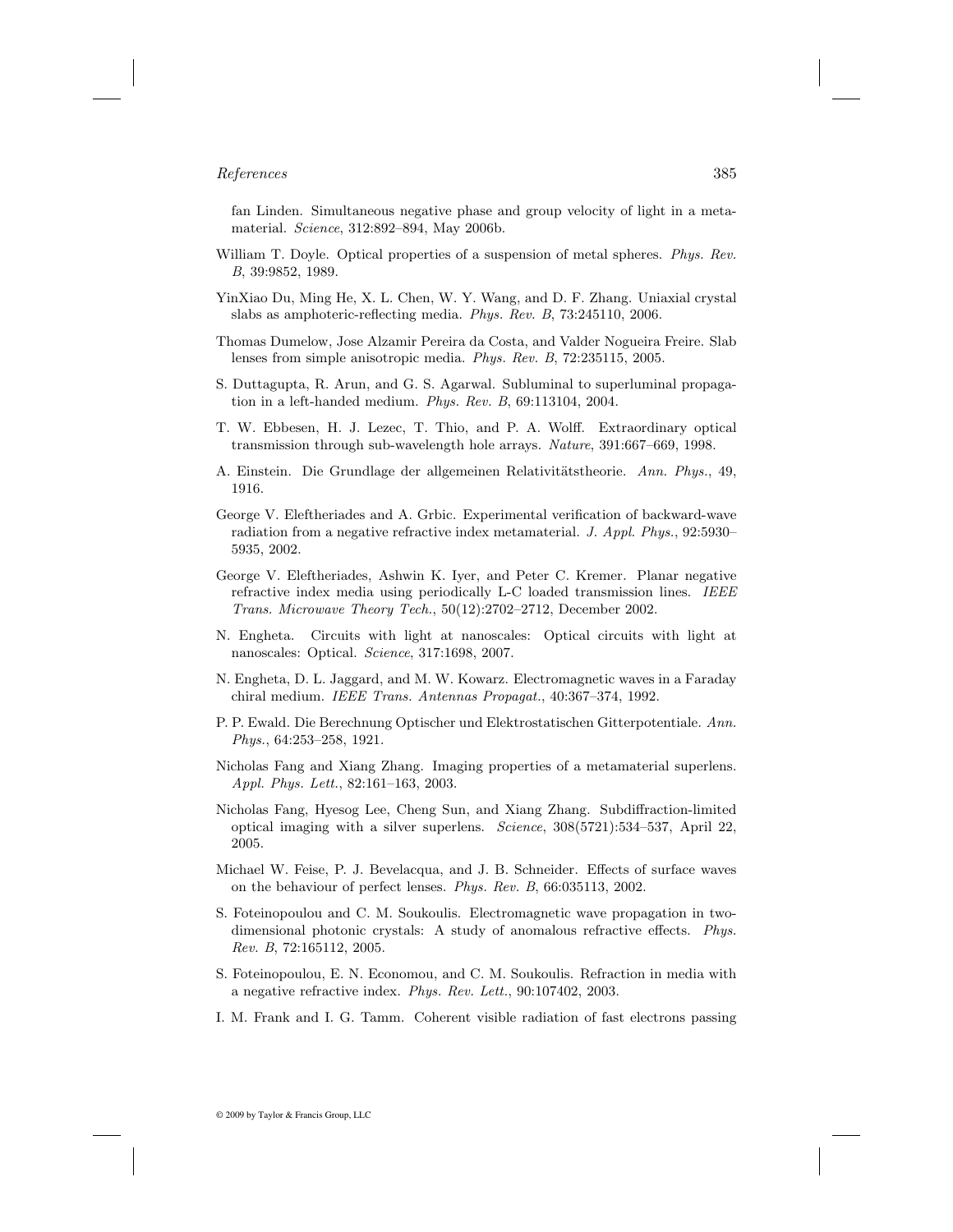fan Linden. Simultaneous negative phase and group velocity of light in a metamaterial. *Science*, 312:892–894, May 2006b.

William T. Doyle. Optical properties of a suspension of metal spheres. *Phys. Rev. B*, 39:9852, 1989.

YinXiao Du, Ming He, X. L. Chen, W. Y. Wang, and D. F. Zhang. Uniaxial crystal slabs as amphoteric-reflecting media. *Phys. Rev. B*, 73:245110, 2006.

Thomas Dumelow, Jose Alzamir Pereira da Costa, and Valder Nogueira Freire. Slab lenses from simple anisotropic media. *Phys. Rev. B*, 72:235115, 2005.

S. Duttagupta, R. Arun, and G. S. Agarwal. Subluminal to superluminal propagation in a left-handed medium. *Phys. Rev. B*, 69:113104, 2004.

T. W. Ebbesen, H. J. Lezec, T. Thio, and P. A. Wolff. Extraordinary optical transmission through sub-wavelength hole arrays. *Nature*, 391:667–669, 1998.

A. Einstein. Die Grundlage der allgemeinen Relativitätstheorie. *Ann. Phys.*, 49, 1916.

George V. Eleftheriades and A. Grbic. Experimental verification of backward-wave radiation from a negative refractive index metamaterial. *J. Appl. Phys.*, 92:5930–5935, 2002.

George V. Eleftheriades, Ashwin K. Iyer, and Peter C. Kremer. Planar negative refractive index media using periodically L-C loaded transmission lines. *IEEE Trans. Microwave Theory Tech.*, 50(12):2702–2712, December 2002.

N. Engheta. Circuits with light at nanoscales: Optical circuits with light at nanoscales: Optical. *Science*, 317:1698, 2007.

N. Engheta, D. L. Jaggard, and M. W. Kowarz. Electromagnetic waves in a Faraday chiral medium. *IEEE Trans. Antennas Propagat.*, 40:367–374, 1992.

P. P. Ewald. Die Berechnung Optischer und Elektrostatischen Gitterpotentiale. *Ann. Phys.*, 64:253–258, 1921.

Nicholas Fang and Xiang Zhang. Imaging properties of a metamaterial superlens. *Appl. Phys. Lett.*, 82:161–163, 2003.

Nicholas Fang, Hyesog Lee, Cheng Sun, and Xiang Zhang. Subdiffraction-limited optical imaging with a silver superlens. *Science*, 308(5721):534–537, April 22, 2005.

Michael W. Feise, P. J. Bevelacqua, and J. B. Schneider. Effects of surface waves on the behaviour of perfect lenses. *Phys. Rev. B*, 66:035113, 2002.

S. Foteinopoulou and C. M. Soukoulis. Electromagnetic wave propagation in two-dimensional photonic crystals: A study of anomalous refractive effects. *Phys. Rev. B*, 72:165112, 2005.

S. Foteinopoulou, E. N. Economou, and C. M. Soukoulis. Refraction in media with a negative refractive index. *Phys. Rev. Lett.*, 90:107402, 2003.

I. M. Frank and I. G. Tamm. Coherent visible radiation of fast electrons passing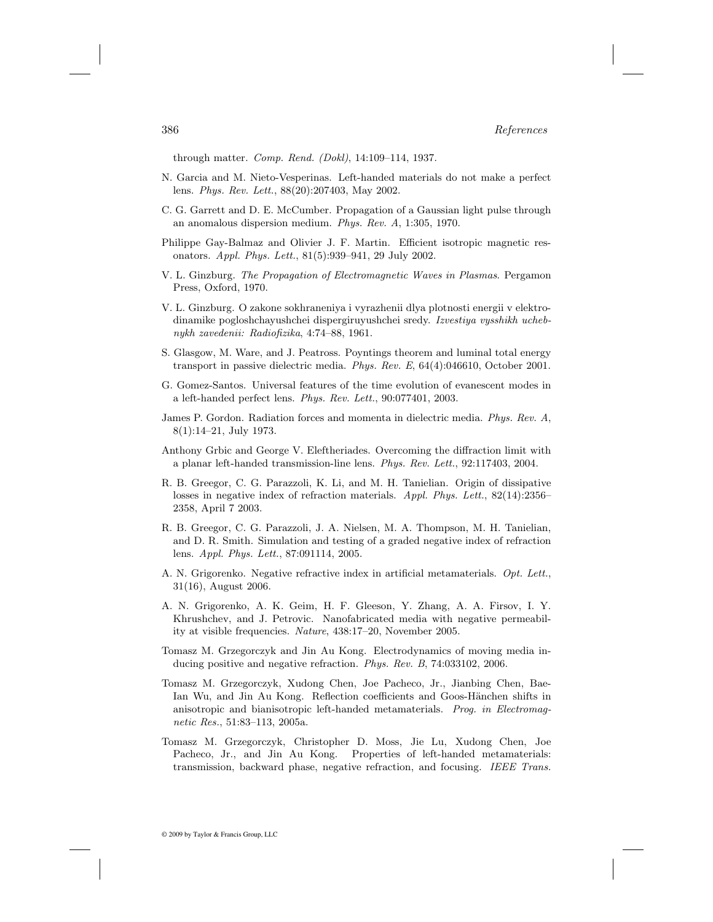through matter. *Comp. Rend. (Dokl)*, 14:109–114, 1937.

N. Garcia and M. Nieto-Vesperinas. Left-handed materials do not make a perfect lens. *Phys. Rev. Lett.*, 88(20):207403, May 2002.

C. G. Garrett and D. E. McCumber. Propagation of a Gaussian light pulse through an anomalous dispersion medium. *Phys. Rev. A*, 1:305, 1970.

Philippe Gay-Balmaz and Olivier J. F. Martin. Efficient isotropic magnetic resonators. *Appl. Phys. Lett.*, 81(5):939–941, 29 July 2002.

V. L. Ginzburg. *The Propagation of Electromagnetic Waves in Plasmas*. Pergamon Press, Oxford, 1970.

V. L. Ginzburg. O zakone sokhraneniya i vyrazhenii dlya plotnosti energii v elektrodinamike pogloshchayushchei dispergiruyushchei sredy. *Izvestiya vysshikh uchebnykh zavedenii: Radiofizika*, 4:74–88, 1961.

S. Glasgow, M. Ware, and J. Peatross. Poyntings theorem and luminal total energy transport in passive dielectric media. *Phys. Rev. E*, 64(4):046610, October 2001.

G. Gomez-Santos. Universal features of the time evolution of evanescent modes in a left-handed perfect lens. *Phys. Rev. Lett.*, 90:077401, 2003.

James P. Gordon. Radiation forces and momenta in dielectric media. *Phys. Rev. A*, 8(1):14–21, July 1973.

Anthony Grbic and George V. Eleftheriades. Overcoming the diffraction limit with a planar left-handed transmission-line lens. *Phys. Rev. Lett.*, 92:117403, 2004.

R. B. Greegor, C. G. Parazzoli, K. Li, and M. H. Tanielian. Origin of dissipative losses in negative index of refraction materials. *Appl. Phys. Lett.*, 82(14):2356–2358, April 7 2003.

R. B. Greegor, C. G. Parazzoli, J. A. Nielsen, M. A. Thompson, M. H. Tanielian, and D. R. Smith. Simulation and testing of a graded negative index of refraction lens. *Appl. Phys. Lett.*, 87:091114, 2005.

A. N. Grigorenko. Negative refractive index in artificial metamaterials. *Opt. Lett.*, 31(16), August 2006.

A. N. Grigorenko, A. K. Geim, H. F. Gleeson, Y. Zhang, A. A. Firsov, I. Y. Khrushchev, and J. Petrovic. Nanofabricated media with negative permeability at visible frequencies. *Nature*, 438:17–20, November 2005.

Tomasz M. Grzegorczyk and Jin Au Kong. Electrodynamics of moving media inducing positive and negative refraction. *Phys. Rev. B*, 74:033102, 2006.

Tomasz M. Grzegorczyk, Xudong Chen, Joe Pacheco, Jr., Jianbing Chen, Bae-Ian Wu, and Jin Au Kong. Reflection coefficients and Goos-Hänchen shifts in anisotropic and bianisotropic left-handed metamaterials. *Prog. in Electromagnetic Res.*, 51:83–113, 2005a.

Tomasz M. Grzegorczyk, Christopher D. Moss, Jie Lu, Xudong Chen, Joe Pacheco, Jr., and Jin Au Kong. Properties of left-handed metamaterials: transmission, backward phase, negative refraction, and focusing. *IEEE Trans.*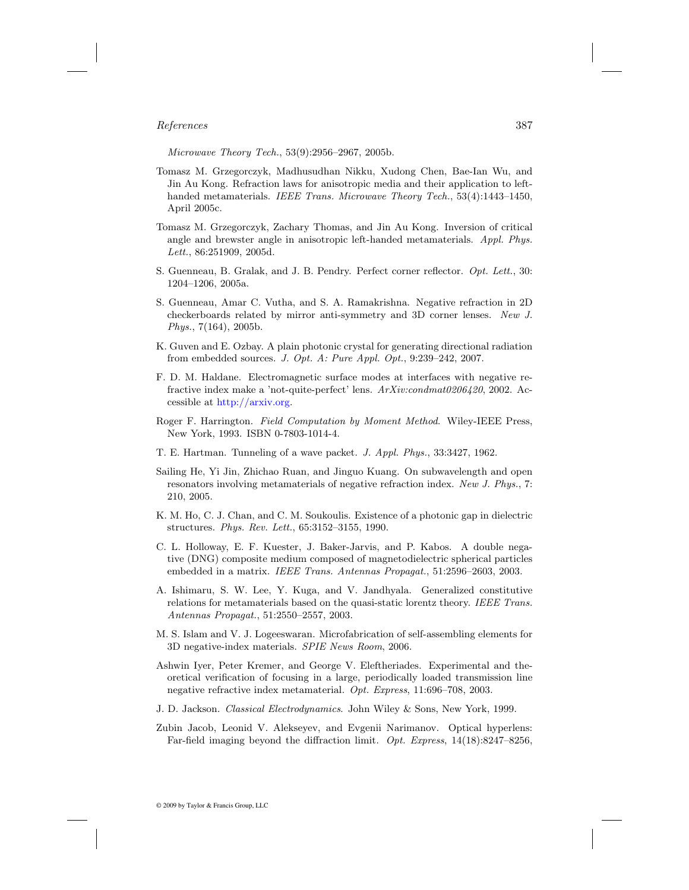*Microwave Theory Tech.*, 53(9):2956–2967, 2005b.

Tomasz M. Grzegorczyk, Madhusudhan Nikku, Xudong Chen, Bae-Ian Wu, and Jin Au Kong. Refraction laws for anisotropic media and their application to left-handed metamaterials. *IEEE Trans. Microwave Theory Tech.*, 53(4):1443–1450, April 2005c.

Tomasz M. Grzegorczyk, Zachary Thomas, and Jin Au Kong. Inversion of critical angle and brewster angle in anisotropic left-handed metamaterials. *Appl. Phys. Lett.*, 86:251909, 2005d.

S. Guenneau, B. Gralak, and J. B. Pendry. Perfect corner reflector. *Opt. Lett.*, 30: 1204–1206, 2005a.

S. Guenneau, Amar C. Vutha, and S. A. Ramakrishna. Negative refraction in 2D checkerboards related by mirror anti-symmetry and 3D corner lenses. *New J. Phys.*, 7(164), 2005b.

K. Guven and E. Ozbay. A plain photonic crystal for generating directional radiation from embedded sources. *J. Opt. A: Pure Appl. Opt.*, 9:239–242, 2007.

F. D. M. Haldane. Electromagnetic surface modes at interfaces with negative refractive index make a 'not-quite-perfect' lens. *ArXiv:condmat0206420*, 2002. Accessible at http://arxiv.org.

Roger F. Harrington. *Field Computation by Moment Method*. Wiley-IEEE Press, New York, 1993. ISBN 0-7803-1014-4.

T. E. Hartman. Tunneling of a wave packet. *J. Appl. Phys.*, 33:3427, 1962.

Sailing He, Yi Jin, Zhichao Ruan, and Jinguo Kuang. On subwavelength and open resonators involving metamaterials of negative refraction index. *New J. Phys.*, 7: 210, 2005.

K. M. Ho, C. J. Chan, and C. M. Soukoulis. Existence of a photonic gap in dielectric structures. *Phys. Rev. Lett.*, 65:3152–3155, 1990.

C. L. Holloway, E. F. Kuester, J. Baker-Jarvis, and P. Kabos. A double negative (DNG) composite medium composed of magnetodielectric spherical particles embedded in a matrix. *IEEE Trans. Antennas Propagat.*, 51:2596–2603, 2003.

A. Ishimaru, S. W. Lee, Y. Kuga, and V. Jandhyala. Generalized constitutive relations for metamaterials based on the quasi-static lorentz theory. *IEEE Trans. Antennas Propagat.*, 51:2550–2557, 2003.

M. S. Islam and V. J. Logeeswaran. Microfabrication of self-assembling elements for 3D negative-index materials. *SPIE News Room*, 2006.

Ashwin Iyer, Peter Kremer, and George V. Eleftheriades. Experimental and theoretical verification of focusing in a large, periodically loaded transmission line negative refractive index metamaterial. *Opt. Express*, 11:696–708, 2003.

J. D. Jackson. *Classical Electrodynamics*. John Wiley & Sons, New York, 1999.

Zubin Jacob, Leonid V. Alekseyev, and Evgenii Narimanov. Optical hyperlens: Far-field imaging beyond the diffraction limit. *Opt. Express*, 14(18):8247–8256,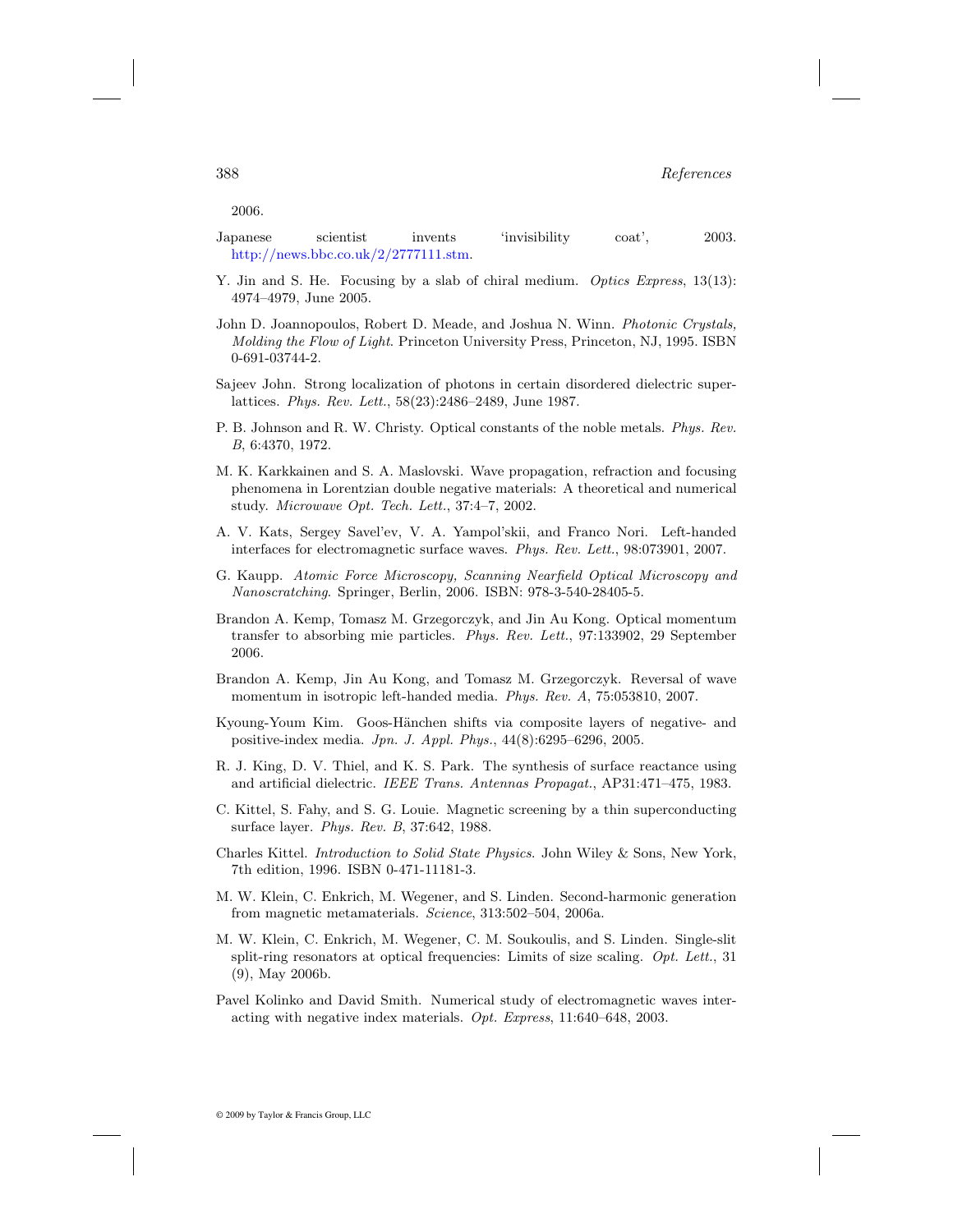2006.

Japanese scientist invents 'invisibility coat', 2003. http://news.bbc.co.uk/2/2777111.stm.

Y. Jin and S. He. Focusing by a slab of chiral medium. *Optics Express*, 13(13): 4974–4979, June 2005.

John D. Joannopoulos, Robert D. Meade, and Joshua N. Winn. *Photonic Crystals, Molding the Flow of Light*. Princeton University Press, Princeton, NJ, 1995. ISBN 0-691-03744-2.

Sajeev John. Strong localization of photons in certain disordered dielectric superlattices. *Phys. Rev. Lett.*, 58(23):2486–2489, June 1987.

P. B. Johnson and R. W. Christy. Optical constants of the noble metals. *Phys. Rev. B*, 6:4370, 1972.

M. K. Karkkainen and S. A. Maslovski. Wave propagation, refraction and focusing phenomena in Lorentzian double negative materials: A theoretical and numerical study. *Microwave Opt. Tech. Lett.*, 37:4–7, 2002.

A. V. Kats, Sergey Savel'ev, V. A. Yampol'skii, and Franco Nori. Left-handed interfaces for electromagnetic surface waves. *Phys. Rev. Lett.*, 98:073901, 2007.

G. Kaupp. *Atomic Force Microscopy, Scanning Nearfield Optical Microscopy and Nanoscratching*. Springer, Berlin, 2006. ISBN: 978-3-540-28405-5.

Brandon A. Kemp, Tomasz M. Grzegorczyk, and Jin Au Kong. Optical momentum transfer to absorbing mie particles. *Phys. Rev. Lett.*, 97:133902, 29 September 2006.

Brandon A. Kemp, Jin Au Kong, and Tomasz M. Grzegorczyk. Reversal of wave momentum in isotropic left-handed media. *Phys. Rev. A*, 75:053810, 2007.

Kyoung-Youm Kim. Goos-Hänchen shifts via composite layers of negative- and positive-index media. *Jpn. J. Appl. Phys.*, 44(8):6295–6296, 2005.

R. J. King, D. V. Thiel, and K. S. Park. The synthesis of surface reactance using and artificial dielectric. *IEEE Trans. Antennas Propagat.*, AP31:471–475, 1983.

C. Kittel, S. Fahy, and S. G. Louie. Magnetic screening by a thin superconducting surface layer. *Phys. Rev. B*, 37:642, 1988.

Charles Kittel. *Introduction to Solid State Physics*. John Wiley & Sons, New York, 7th edition, 1996. ISBN 0-471-11181-3.

M. W. Klein, C. Enkrich, M. Wegener, and S. Linden. Second-harmonic generation from magnetic metamaterials. *Science*, 313:502–504, 2006a.

M. W. Klein, C. Enkrich, M. Wegener, C. M. Soukoulis, and S. Linden. Single-slit split-ring resonators at optical frequencies: Limits of size scaling. *Opt. Lett.*, 31 (9), May 2006b.

Pavel Kolinko and David Smith. Numerical study of electromagnetic waves interacting with negative index materials. *Opt. Express*, 11:640–648, 2003.

© 2009 by Taylor & Francis Group, LLC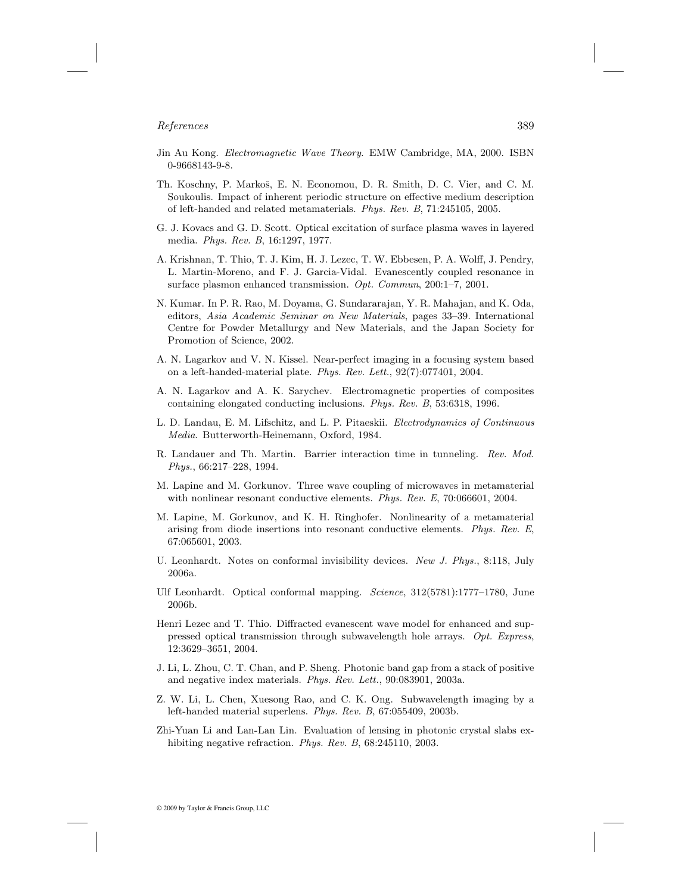Jin Au Kong. *Electromagnetic Wave Theory*. EMW Cambridge, MA, 2000. ISBN 0-9668143-9-8.

Th. Koschny, P. Markoš, E. N. Economou, D. R. Smith, D. C. Vier, and C. M. Soukoulis. Impact of inherent periodic structure on effective medium description of left-handed and related metamaterials. *Phys. Rev. B*, 71:245105, 2005.

G. J. Kovacs and G. D. Scott. Optical excitation of surface plasma waves in layered media. *Phys. Rev. B*, 16:1297, 1977.

A. Krishnan, T. Thio, T. J. Kim, H. J. Lezec, T. W. Ebbesen, P. A. Wolff, J. Pendry, L. Martin-Moreno, and F. J. Garcia-Vidal. Evanescently coupled resonance in surface plasmon enhanced transmission. *Opt. Commun*, 200:1–7, 2001.

N. Kumar. In P. R. Rao, M. Doyama, G. Sundararajan, Y. R. Mahajan, and K. Oda, editors, *Asia Academic Seminar on New Materials*, pages 33–39. International Centre for Powder Metallurgy and New Materials, and the Japan Society for Promotion of Science, 2002.

A. N. Lagarkov and V. N. Kissel. Near-perfect imaging in a focusing system based on a left-handed-material plate. *Phys. Rev. Lett.*, 92(7):077401, 2004.

A. N. Lagarkov and A. K. Sarychev. Electromagnetic properties of composites containing elongated conducting inclusions. *Phys. Rev. B*, 53:6318, 1996.

L. D. Landau, E. M. Lifschitz, and L. P. Pitaeskii. *Electrodynamics of Continuous Media*. Butterworth-Heinemann, Oxford, 1984.

R. Landauer and Th. Martin. Barrier interaction time in tunneling. *Rev. Mod. Phys.*, 66:217–228, 1994.

M. Lapine and M. Gorkunov. Three wave coupling of microwaves in metamaterial with nonlinear resonant conductive elements. *Phys. Rev. E*, 70:066601, 2004.

M. Lapine, M. Gorkunov, and K. H. Ringhofer. Nonlinearity of a metamaterial arising from diode insertions into resonant conductive elements. *Phys. Rev. E*, 67:065601, 2003.

U. Leonhardt. Notes on conformal invisibility devices. *New J. Phys.*, 8:118, July 2006a.

Ulf Leonhardt. Optical conformal mapping. *Science*, 312(5781):1777–1780, June 2006b.

Henri Lezec and T. Thio. Diffracted evanescent wave model for enhanced and suppressed optical transmission through subwavelength hole arrays. *Opt. Express*, 12:3629–3651, 2004.

J. Li, L. Zhou, C. T. Chan, and P. Sheng. Photonic band gap from a stack of positive and negative index materials. *Phys. Rev. Lett.*, 90:083901, 2003a.

Z. W. Li, L. Chen, Xuesong Rao, and C. K. Ong. Subwavelength imaging by a left-handed material superlens. *Phys. Rev. B*, 67:055409, 2003b.

Zhi-Yuan Li and Lan-Lan Lin. Evaluation of lensing in photonic crystal slabs exhibiting negative refraction. *Phys. Rev. B*, 68:245110, 2003.

© 2009 by Taylor & Francis Group, LLC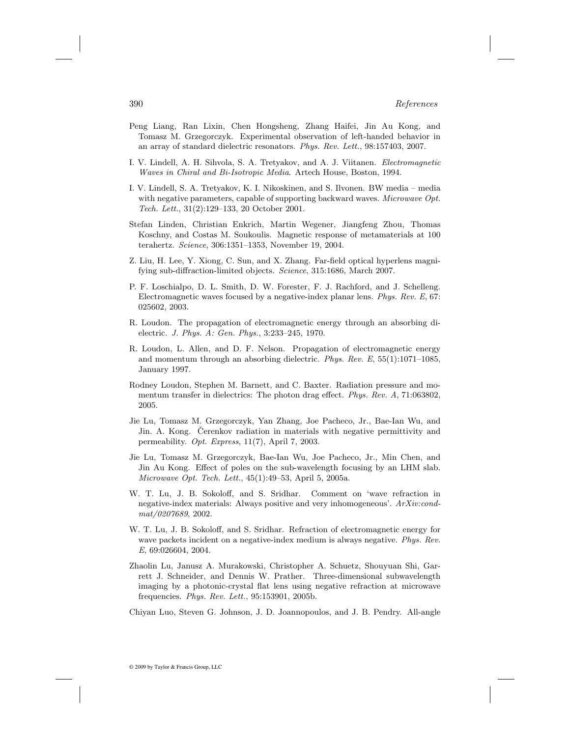Peng Liang, Ran Lixin, Chen Hongsheng, Zhang Haifei, Jin Au Kong, and Tomasz M. Grzegorczyk. Experimental observation of left-handed behavior in an array of standard dielectric resonators. *Phys. Rev. Lett.*, 98:157403, 2007.

I. V. Lindell, A. H. Sihvola, S. A. Tretyakov, and A. J. Viitanen. *Electromagnetic Waves in Chiral and Bi-Isotropic Media*. Artech House, Boston, 1994.

I. V. Lindell, S. A. Tretyakov, K. I. Nikoskinen, and S. Ilvonen. BW media – media with negative parameters, capable of supporting backward waves. *Microwave Opt. Tech. Lett.*, 31(2):129–133, 20 October 2001.

Stefan Linden, Christian Enkrich, Martin Wegener, Jiangfeng Zhou, Thomas Koschny, and Costas M. Soukoulis. Magnetic response of metamaterials at 100 terahertz. *Science*, 306:1351–1353, November 19, 2004.

Z. Liu, H. Lee, Y. Xiong, C. Sun, and X. Zhang. Far-field optical hyperlens magnifying sub-diffraction-limited objects. *Science*, 315:1686, March 2007.

P. F. Loschialpo, D. L. Smith, D. W. Forester, F. J. Rachford, and J. Schelleng. Electromagnetic waves focused by a negative-index planar lens. *Phys. Rev. E*, 67: 025602, 2003.

R. Loudon. The propagation of electromagnetic energy through an absorbing dielectric. *J. Phys. A: Gen. Phys.*, 3:233–245, 1970.

R. Loudon, L. Allen, and D. F. Nelson. Propagation of electromagnetic energy and momentum through an absorbing dielectric. *Phys. Rev. E*, 55(1):1071–1085, January 1997.

Rodney Loudon, Stephen M. Barnett, and C. Baxter. Radiation pressure and momentum transfer in dielectrics: The photon drag effect. *Phys. Rev. A*, 71:063802, 2005.

Jie Lu, Tomasz M. Grzegorczyk, Yan Zhang, Joe Pacheco, Jr., Bae-Ian Wu, and Jin. A. Kong. Čerenkov radiation in materials with negative permittivity and permeability. *Opt. Express*, 11(7), April 7, 2003.

Jie Lu, Tomasz M. Grzegorczyk, Bae-Ian Wu, Joe Pacheco, Jr., Min Chen, and Jin Au Kong. Effect of poles on the sub-wavelength focusing by an LHM slab. *Microwave Opt. Tech. Lett.*, 45(1):49–53, April 5, 2005a.

W. T. Lu, J. B. Sokoloff, and S. Sridhar. Comment on 'wave refraction in negative-index materials: Always positive and very inhomogeneous'. *ArXiv:cond-mat/0207689*, 2002.

W. T. Lu, J. B. Sokoloff, and S. Sridhar. Refraction of electromagnetic energy for wave packets incident on a negative-index medium is always negative. *Phys. Rev. E*, 69:026604, 2004.

Zhaolin Lu, Janusz A. Murakowski, Christopher A. Schuetz, Shouyuan Shi, Garrett J. Schneider, and Dennis W. Prather. Three-dimensional subwavelength imaging by a photonic-crystal flat lens using negative refraction at microwave frequencies. *Phys. Rev. Lett.*, 95:153901, 2005b.

Chiyan Luo, Steven G. Johnson, J. D. Joannopoulos, and J. B. Pendry. All-angle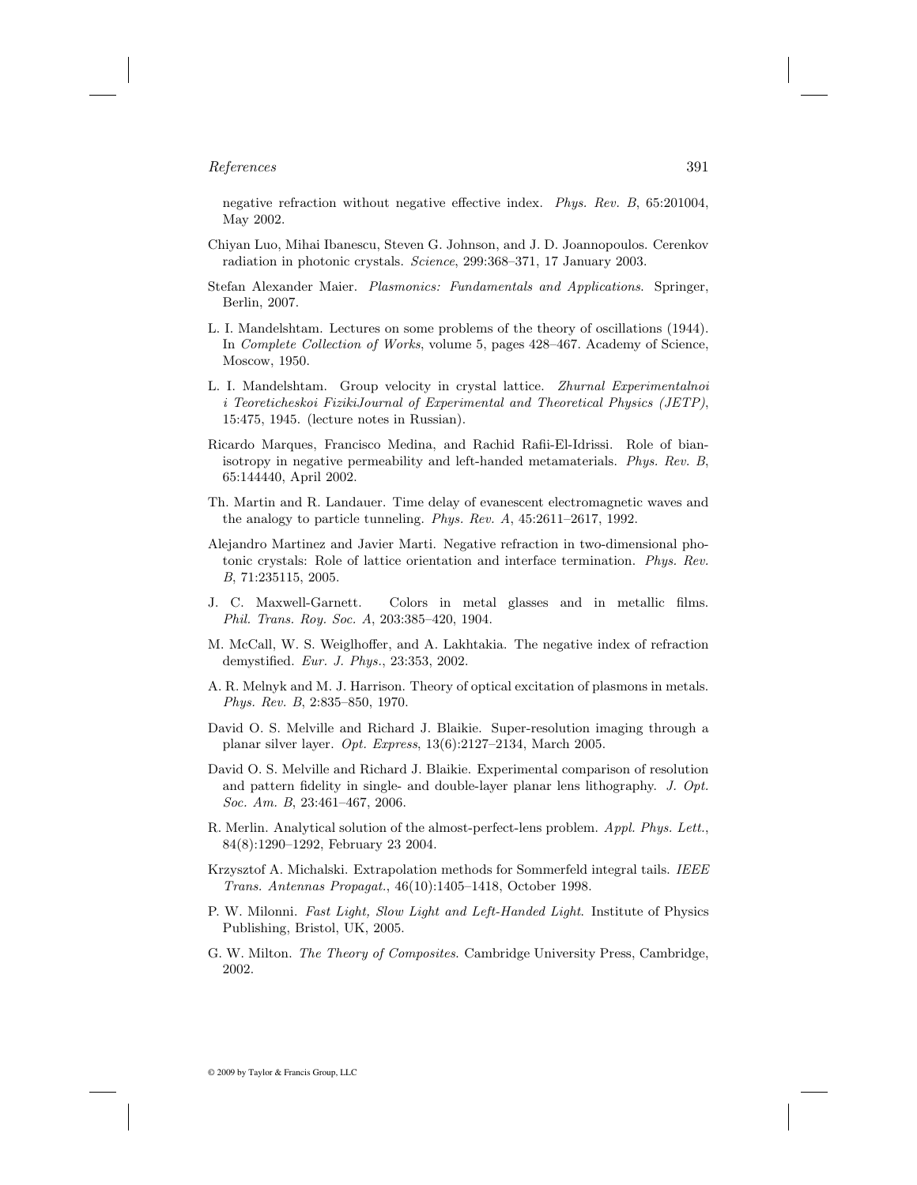negative refraction without negative effective index. *Phys. Rev. B*, 65:201004, May 2002.

Chiyan Luo, Mihai Ibanescu, Steven G. Johnson, and J. D. Joannopoulos. Cerenkov radiation in photonic crystals. *Science*, 299:368–371, 17 January 2003.

Stefan Alexander Maier. *Plasmonics: Fundamentals and Applications*. Springer, Berlin, 2007.

L. I. Mandelshtam. Lectures on some problems of the theory of oscillations (1944). In *Complete Collection of Works*, volume 5, pages 428–467. Academy of Science, Moscow, 1950.

L. I. Mandelshtam. Group velocity in crystal lattice. *Zhurnal Experimentalnoi i Teoreticheskoi FizikiJournal of Experimental and Theoretical Physics (JETP)*, 15:475, 1945. (lecture notes in Russian).

Ricardo Marques, Francisco Medina, and Rachid Rafii-El-Idrissi. Role of bianisotropy in negative permeability and left-handed metamaterials. *Phys. Rev. B*, 65:144440, April 2002.

Th. Martin and R. Landauer. Time delay of evanescent electromagnetic waves and the analogy to particle tunneling. *Phys. Rev. A*, 45:2611–2617, 1992.

Alejandro Martinez and Javier Marti. Negative refraction in two-dimensional photonic crystals: Role of lattice orientation and interface termination. *Phys. Rev. B*, 71:235115, 2005.

J. C. Maxwell-Garnett. Colors in metal glasses and in metallic films. *Phil. Trans. Roy. Soc. A*, 203:385–420, 1904.

M. McCall, W. S. Weiglhoffer, and A. Lakhtakia. The negative index of refraction demystified. *Eur. J. Phys.*, 23:353, 2002.

A. R. Melnyk and M. J. Harrison. Theory of optical excitation of plasmons in metals. *Phys. Rev. B*, 2:835–850, 1970.

David O. S. Melville and Richard J. Blaikie. Super-resolution imaging through a planar silver layer. *Opt. Express*, 13(6):2127–2134, March 2005.

David O. S. Melville and Richard J. Blaikie. Experimental comparison of resolution and pattern fidelity in single- and double-layer planar lens lithography. *J. Opt. Soc. Am. B*, 23:461–467, 2006.

R. Merlin. Analytical solution of the almost-perfect-lens problem. *Appl. Phys. Lett.*, 84(8):1290–1292, February 23 2004.

Krzysztof A. Michalski. Extrapolation methods for Sommerfeld integral tails. *IEEE Trans. Antennas Propagat.*, 46(10):1405–1418, October 1998.

P. W. Milonni. *Fast Light, Slow Light and Left-Handed Light*. Institute of Physics Publishing, Bristol, UK, 2005.

G. W. Milton. *The Theory of Composites*. Cambridge University Press, Cambridge, 2002.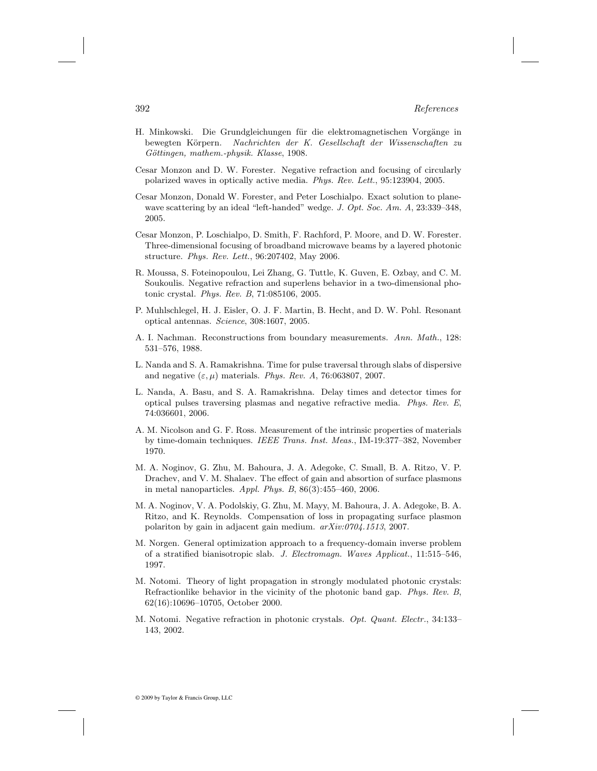H. Minkowski. Die Grundgleichungen für die elektromagnetischen Vorgänge in bewegten Körpern. *Nachrichten der K. Gesellschaft der Wissenschaften zu Göttingen, mathem.-physik. Klasse*, 1908.

Cesar Monzon and D. W. Forester. Negative refraction and focusing of circularly polarized waves in optically active media. *Phys. Rev. Lett.*, 95:123904, 2005.

Cesar Monzon, Donald W. Forester, and Peter Loschialpo. Exact solution to plane-wave scattering by an ideal "left-handed" wedge. *J. Opt. Soc. Am. A*, 23:339–348, 2005.

Cesar Monzon, P. Loschialpo, D. Smith, F. Rachford, P. Moore, and D. W. Forester. Three-dimensional focusing of broadband microwave beams by a layered photonic structure. *Phys. Rev. Lett.*, 96:207402, May 2006.

R. Moussa, S. Foteinopoulou, Lei Zhang, G. Tuttle, K. Guven, E. Ozbay, and C. M. Soukoulis. Negative refraction and superlens behavior in a two-dimensional photonic crystal. *Phys. Rev. B*, 71:085106, 2005.

P. Muhlschlegel, H. J. Eisler, O. J. F. Martin, B. Hecht, and D. W. Pohl. Resonant optical antennas. *Science*, 308:1607, 2005.

A. I. Nachman. Reconstructions from boundary measurements. *Ann. Math.*, 128: 531–576, 1988.

L. Nanda and S. A. Ramakrishna. Time for pulse traversal through slabs of dispersive and negative $(\varepsilon, \mu)$ materials. *Phys. Rev. A*, 76:063807, 2007.

L. Nanda, A. Basu, and S. A. Ramakrishna. Delay times and detector times for optical pulses traversing plasmas and negative refractive media. *Phys. Rev. E*, 74:036601, 2006.

A. M. Nicolson and G. F. Ross. Measurement of the intrinsic properties of materials by time-domain techniques. *IEEE Trans. Inst. Meas.*, IM-19:377–382, November 1970.

M. A. Noginov, G. Zhu, M. Bahoura, J. A. Adegoke, C. Small, B. A. Ritzo, V. P. Drachev, and V. M. Shalaev. The effect of gain and absorption of surface plasmons in metal nanoparticles. *Appl. Phys. B*, 86(3):455–460, 2006.

M. A. Noginov, V. A. Podolskiy, G. Zhu, M. Mayy, M. Bahoura, J. A. Adegoke, B. A. Ritzo, and K. Reynolds. Compensation of loss in propagating surface plasmon polariton by gain in adjacent gain medium. *arXiv:0704.1513*, 2007.

M. Norgen. General optimization approach to a frequency-domain inverse problem of a stratified bianisotropic slab. *J. Electromagn. Waves Applicat.*, 11:515–546, 1997.

M. Notomi. Theory of light propagation in strongly modulated photonic crystals: Refractionlike behavior in the vicinity of the photonic band gap. *Phys. Rev. B*, 62(16):10696–10705, October 2000.

M. Notomi. Negative refraction in photonic crystals. *Opt. Quant. Electr.*, 34:133–143, 2002.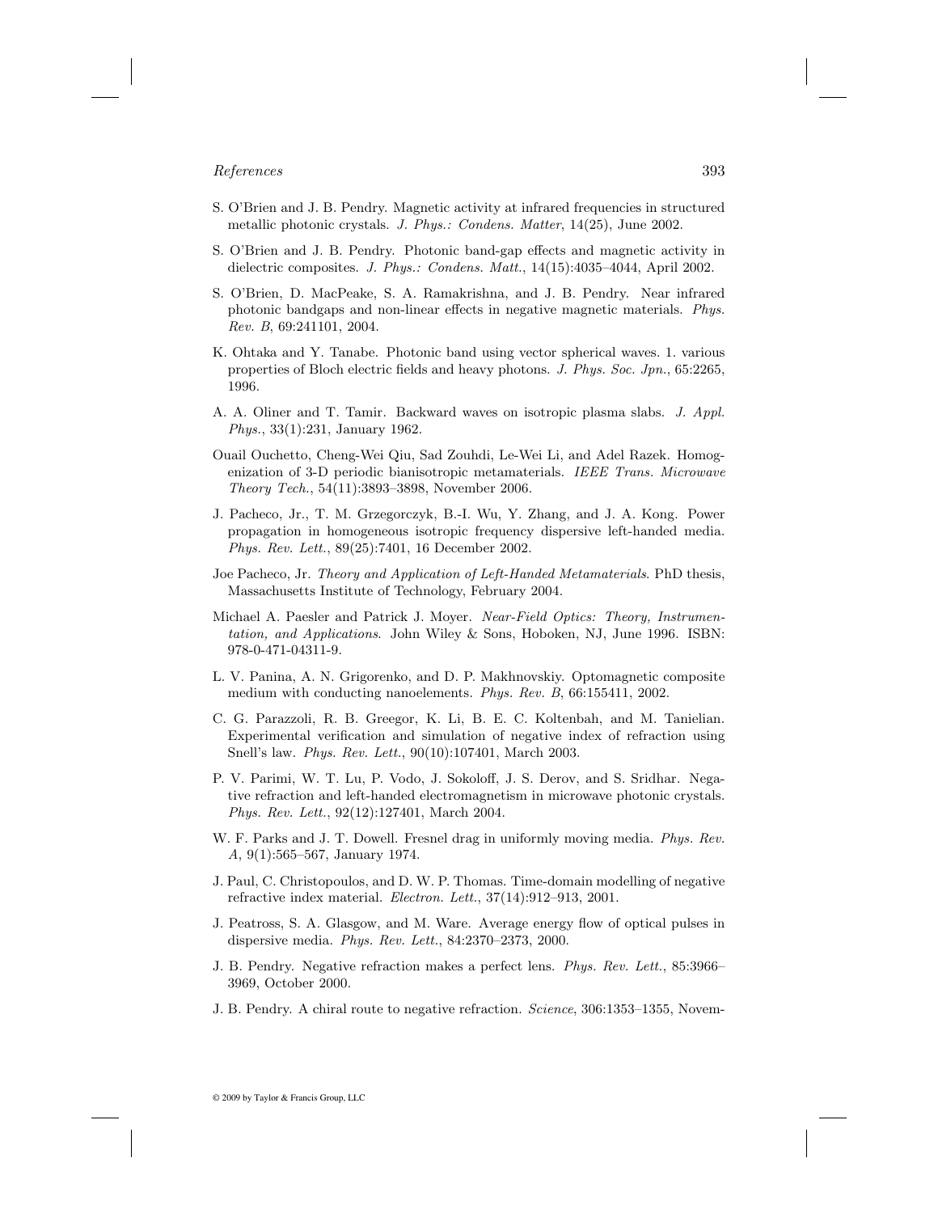S. O'Brien and J. B. Pendry. Magnetic activity at infrared frequencies in structured metallic photonic crystals. *J. Phys.: Condens. Matter*, 14(25), June 2002.

S. O'Brien and J. B. Pendry. Photonic band-gap effects and magnetic activity in dielectric composites. *J. Phys.: Condens. Matt.*, 14(15):4035–4044, April 2002.

S. O'Brien, D. MacPeake, S. A. Ramakrishna, and J. B. Pendry. Near infrared photonic bandgaps and non-linear effects in negative magnetic materials. *Phys. Rev. B*, 69:241101, 2004.

K. Ohtaka and Y. Tanabe. Photonic band using vector spherical waves. 1. various properties of Bloch electric fields and heavy photons. *J. Phys. Soc. Jpn.*, 65:2265, 1996.

A. A. Oliner and T. Tamir. Backward waves on isotropic plasma slabs. *J. Appl. Phys.*, 33(1):231, January 1962.

Ouail Ouchetto, Cheng-Wei Qiu, Sad Zouhdi, Le-Wei Li, and Adel Razek. Homogenization of 3-D periodic bianisotropic metamaterials. *IEEE Trans. Microwave Theory Tech.*, 54(11):3893–3898, November 2006.

J. Pacheco, Jr., T. M. Grzegorczyk, B.-I. Wu, Y. Zhang, and J. A. Kong. Power propagation in homogeneous isotropic frequency dispersive left-handed media. *Phys. Rev. Lett.*, 89(25):7401, 16 December 2002.

Joe Pacheco, Jr. *Theory and Application of Left-Handed Metamaterials*. PhD thesis, Massachusetts Institute of Technology, February 2004.

Michael A. Paesler and Patrick J. Moyer. *Near-Field Optics: Theory, Instrumentation, and Applications*. John Wiley & Sons, Hoboken, NJ, June 1996. ISBN: 978-0-471-04311-9.

L. V. Panina, A. N. Grigorenko, and D. P. Makhnovskiy. Optomagnetic composite medium with conducting nanoelements. *Phys. Rev. B*, 66:155411, 2002.

C. G. Parazzoli, R. B. Greegor, K. Li, B. E. C. Koltenbah, and M. Tanielian. Experimental verification and simulation of negative index of refraction using Snell's law. *Phys. Rev. Lett.*, 90(10):107401, March 2003.

P. V. Parimi, W. T. Lu, P. Vodo, J. Sokoloff, J. S. Derov, and S. Sridhar. Negative refraction and left-handed electromagnetism in microwave photonic crystals. *Phys. Rev. Lett.*, 92(12):127401, March 2004.

W. F. Parks and J. T. Dowell. Fresnel drag in uniformly moving media. *Phys. Rev. A*, 9(1):565–567, January 1974.

J. Paul, C. Christopoulos, and D. W. P. Thomas. Time-domain modelling of negative refractive index material. *Electron. Lett.*, 37(14):912–913, 2001.

J. Peatross, S. A. Glasgow, and M. Ware. Average energy flow of optical pulses in dispersive media. *Phys. Rev. Lett.*, 84:2370–2373, 2000.

J. B. Pendry. Negative refraction makes a perfect lens. *Phys. Rev. Lett.*, 85:3966–3969, October 2000.

J. B. Pendry. A chiral route to negative refraction. *Science*, 306:1353–1355, Novem-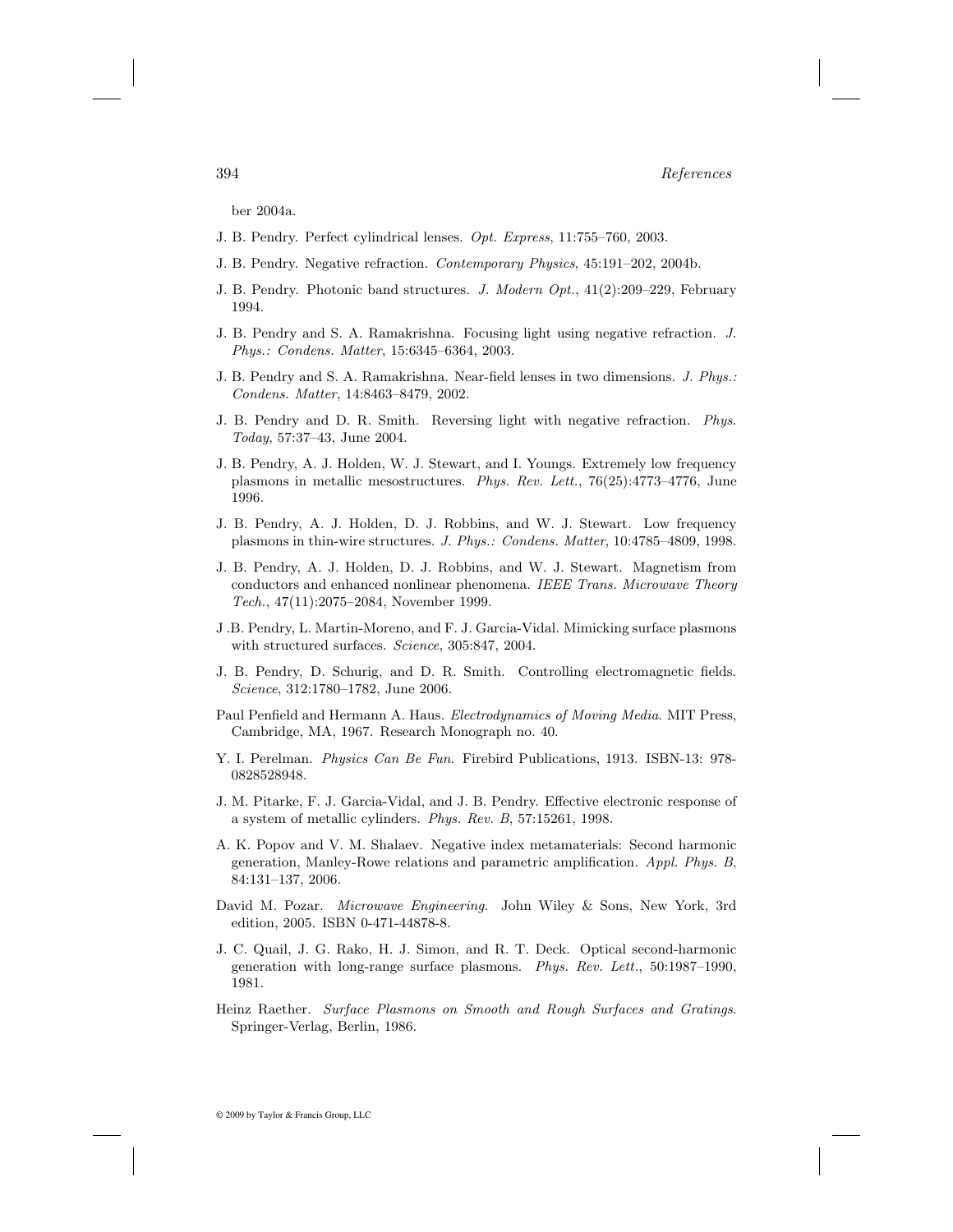ber 2004a.

J. B. Pendry. Perfect cylindrical lenses. *Opt. Express*, 11:755–760, 2003.

J. B. Pendry. Negative refraction. *Contemporary Physics*, 45:191–202, 2004b.

J. B. Pendry. Photonic band structures. *J. Modern Opt.*, 41(2):209–229, February 1994.

J. B. Pendry and S. A. Ramakrishna. Focusing light using negative refraction. *J. Phys.: Condens. Matter*, 15:6345–6364, 2003.

J. B. Pendry and S. A. Ramakrishna. Near-field lenses in two dimensions. *J. Phys.: Condens. Matter*, 14:8463–8479, 2002.

J. B. Pendry and D. R. Smith. Reversing light with negative refraction. *Phys. Today*, 57:37–43, June 2004.

J. B. Pendry, A. J. Holden, W. J. Stewart, and I. Youngs. Extremely low frequency plasmons in metallic mesostructures. *Phys. Rev. Lett.*, 76(25):4773–4776, June 1996.

J. B. Pendry, A. J. Holden, D. J. Robbins, and W. J. Stewart. Low frequency plasmons in thin-wire structures. *J. Phys.: Condens. Matter*, 10:4785–4809, 1998.

J. B. Pendry, A. J. Holden, D. J. Robbins, and W. J. Stewart. Magnetism from conductors and enhanced nonlinear phenomena. *IEEE Trans. Microwave Theory Tech.*, 47(11):2075–2084, November 1999.

J .B. Pendry, L. Martin-Moreno, and F. J. Garcia-Vidal. Mimicking surface plasmons with structured surfaces. *Science*, 305:847, 2004.

J. B. Pendry, D. Schurig, and D. R. Smith. Controlling electromagnetic fields. *Science*, 312:1780–1782, June 2006.

Paul Penfield and Hermann A. Haus. *Electrodynamics of Moving Media*. MIT Press, Cambridge, MA, 1967. Research Monograph no. 40.

Y. I. Perelman. *Physics Can Be Fun*. Firebird Publications, 1913. ISBN-13: 978-0828528948.

J. M. Pitarke, F. J. Garcia-Vidal, and J. B. Pendry. Effective electronic response of a system of metallic cylinders. *Phys. Rev. B*, 57:15261, 1998.

A. K. Popov and V. M. Shalaev. Negative index metamaterials: Second harmonic generation, Manley-Rowe relations and parametric amplification. *Appl. Phys. B*, 84:131–137, 2006.

David M. Pozar. *Microwave Engineering*. John Wiley & Sons, New York, 3rd edition, 2005. ISBN 0-471-44878-8.

J. C. Quail, J. G. Rako, H. J. Simon, and R. T. Deck. Optical second-harmonic generation with long-range surface plasmons. *Phys. Rev. Lett.*, 50:1987–1990, 1981.

Heinz Raether. *Surface Plasmons on Smooth and Rough Surfaces and Gratings*. Springer-Verlag, Berlin, 1986.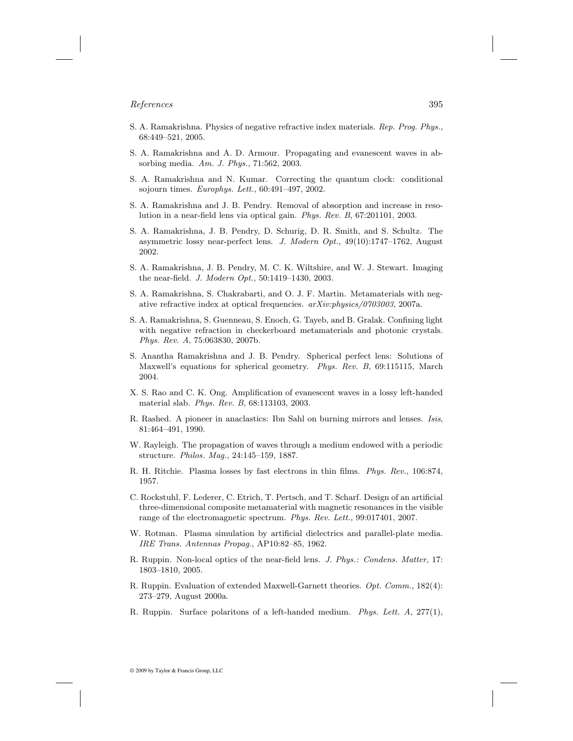S. A. Ramakrishna. Physics of negative refractive index materials. *Rep. Prog. Phys.*, 68:449–521, 2005.

S. A. Ramakrishna and A. D. Armour. Propagating and evanescent waves in absorbing media. *Am. J. Phys.*, 71:562, 2003.

S. A. Ramakrishna and N. Kumar. Correcting the quantum clock: conditional sojourn times. *Europhys. Lett.*, 60:491–497, 2002.

S. A. Ramakrishna and J. B. Pendry. Removal of absorption and increase in resolution in a near-field lens via optical gain. *Phys. Rev. B*, 67:201101, 2003.

S. A. Ramakrishna, J. B. Pendry, D. Schurig, D. R. Smith, and S. Schultz. The asymmetric lossy near-perfect lens. *J. Modern Opt.*, 49(10):1747–1762, August 2002.

S. A. Ramakrishna, J. B. Pendry, M. C. K. Wiltshire, and W. J. Stewart. Imaging the near-field. *J. Modern Opt.*, 50:1419–1430, 2003.

S. A. Ramakrishna, S. Chakrabarti, and O. J. F. Martin. Metamaterials with negative refractive index at optical frequencies. *arXiv:physics/0703003*, 2007a.

S. A. Ramakrishna, S. Guenneau, S. Enoch, G. Tayeb, and B. Gralak. Confining light with negative refraction in checkerboard metamaterials and photonic crystals. *Phys. Rev. A*, 75:063830, 2007b.

S. Anantha Ramakrishna and J. B. Pendry. Spherical perfect lens: Solutions of Maxwell's equations for spherical geometry. *Phys. Rev. B*, 69:115115, March 2004.

X. S. Rao and C. K. Ong. Amplification of evanescent waves in a lossy left-handed material slab. *Phys. Rev. B*, 68:113103, 2003.

R. Rashed. A pioneer in anaclastics: Ibn Sahl on burning mirrors and lenses. *Isis*, 81:464–491, 1990.

W. Rayleigh. The propagation of waves through a medium endowed with a periodic structure. *Philos. Mag.*, 24:145–159, 1887.

R. H. Ritchie. Plasma losses by fast electrons in thin films. *Phys. Rev.*, 106:874, 1957.

C. Rockstuhl, F. Lederer, C. Etrich, T. Pertsch, and T. Scharf. Design of an artificial three-dimensional composite metamaterial with magnetic resonances in the visible range of the electromagnetic spectrum. *Phys. Rev. Lett.*, 99:017401, 2007.

W. Rotman. Plasma simulation by artificial dielectrics and parallel-plate media. *IRE Trans. Antennas Propag.*, AP10:82–85, 1962.

R. Ruppin. Non-local optics of the near-field lens. *J. Phys.: Condens. Matter*, 17: 1803–1810, 2005.

R. Ruppin. Evaluation of extended Maxwell-Garnett theories. *Opt. Comm.*, 182(4): 273–279, August 2000a.

R. Ruppin. Surface polaritons of a left-handed medium. *Phys. Lett. A*, 277(1),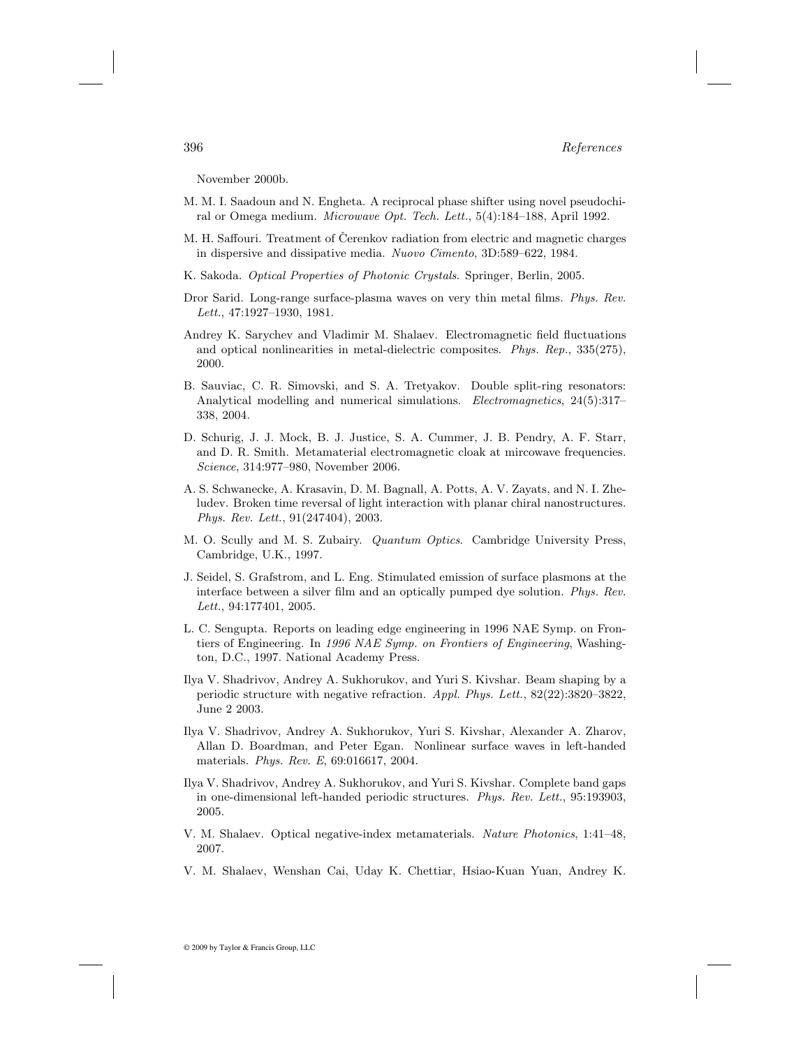November 2000b.

M. M. I. Saadoun and N. Engheta. A reciprocal phase shifter using novel pseudochiral or Omega medium. *Microwave Opt. Tech. Lett.*, 5(4):184–188, April 1992.

M. H. Saffouri. Treatment of Čerenkov radiation from electric and magnetic charges in dispersive and dissipative media. *Nuovo Cimento*, 3D:589–622, 1984.

K. Sakoda. *Optical Properties of Photonic Crystals*. Springer, Berlin, 2005.

Dror Sarid. Long-range surface-plasma waves on very thin metal films. *Phys. Rev. Lett.*, 47:1927–1930, 1981.

Andrey K. Sarychev and Vladimir M. Shalaev. Electromagnetic field fluctuations and optical nonlinearities in metal-dielectric composites. *Phys. Rep.*, 335(275), 2000.

B. Sauviac, C. R. Simovski, and S. A. Tretyakov. Double split-ring resonators: Analytical modelling and numerical simulations. *Electromagnetics*, 24(5):317–338, 2004.

D. Schurig, J. J. Mock, B. J. Justice, S. A. Cummer, J. B. Pendry, A. F. Starr, and D. R. Smith. Metamaterial electromagnetic cloak at mircowave frequencies. *Science*, 314:977–980, November 2006.

A. S. Schwanecke, A. Krasavin, D. M. Bagnall, A. Potts, A. V. Zayats, and N. I. Zheludev. Broken time reversal of light interaction with planar chiral nanostructures. *Phys. Rev. Lett.*, 91(247404), 2003.

M. O. Scully and M. S. Zubairy. *Quantum Optics*. Cambridge University Press, Cambridge, U.K., 1997.

J. Seidel, S. Grafstrom, and L. Eng. Stimulated emission of surface plasmons at the interface between a silver film and an optically pumped dye solution. *Phys. Rev. Lett.*, 94:177401, 2005.

L. C. Sengupta. Reports on leading edge engineering in 1996 NAE Symp. on Frontiers of Engineering. In *1996 NAE Symp. on Frontiers of Engineering*, Washington, D.C., 1997. National Academy Press.

Ilya V. Shadrivov, Andrey A. Sukhorukov, and Yuri S. Kivshar. Beam shaping by a periodic structure with negative refraction. *Appl. Phys. Lett.*, 82(22):3820–3822, June 2 2003.

Ilya V. Shadrivov, Andrey A. Sukhorukov, Yuri S. Kivshar, Alexander A. Zharov, Allan D. Boardman, and Peter Egan. Nonlinear surface waves in left-handed materials. *Phys. Rev. E*, 69:016617, 2004.

Ilya V. Shadrivov, Andrey A. Sukhorukov, and Yuri S. Kivshar. Complete band gaps in one-dimensional left-handed periodic structures. *Phys. Rev. Lett.*, 95:193903, 2005.

V. M. Shalaev. Optical negative-index metamaterials. *Nature Photonics*, 1:41–48, 2007.

V. M. Shalaev, Wenshan Cai, Uday K. Chettiar, Hsiao-Kuan Yuan, Andrey K.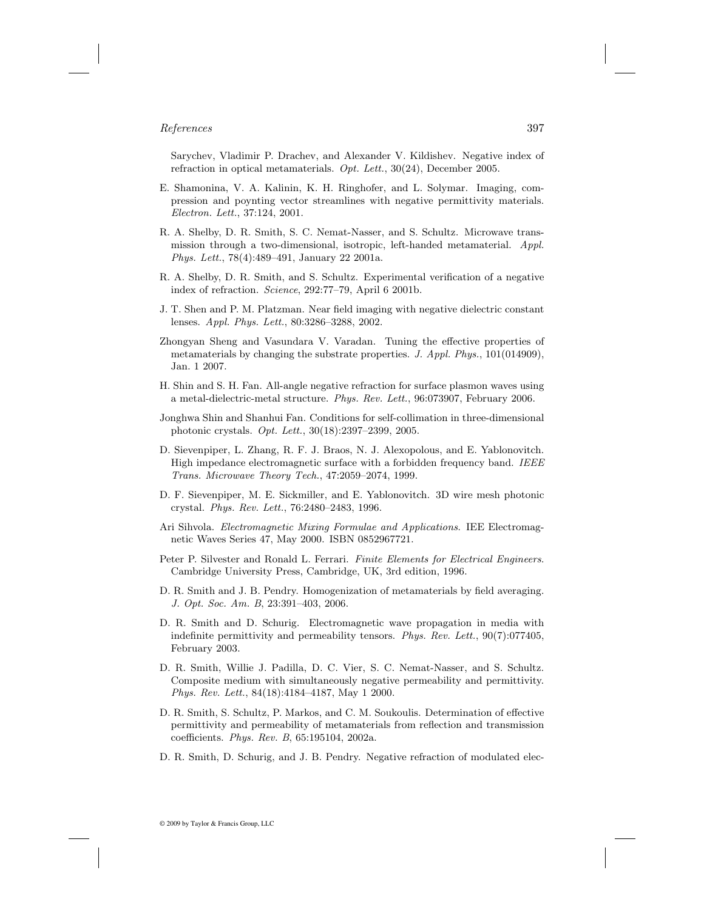Sarychev, Vladimir P. Drachev, and Alexander V. Kildishev. Negative index of refraction in optical metamaterials. *Opt. Lett.*, 30(24), December 2005.

E. Shamonina, V. A. Kalinin, K. H. Ringhofer, and L. Solymar. Imaging, compression and poynting vector streamlines with negative permittivity materials. *Electron. Lett.*, 37:124, 2001.

R. A. Shelby, D. R. Smith, S. C. Nemat-Nasser, and S. Schultz. Microwave transmission through a two-dimensional, isotropic, left-handed metamaterial. *Appl. Phys. Lett.*, 78(4):489–491, January 22 2001a.

R. A. Shelby, D. R. Smith, and S. Schultz. Experimental verification of a negative index of refraction. *Science*, 292:77–79, April 6 2001b.

J. T. Shen and P. M. Platzman. Near field imaging with negative dielectric constant lenses. *Appl. Phys. Lett.*, 80:3286–3288, 2002.

Zhongyan Sheng and Vasundara V. Varadan. Tuning the effective properties of metamaterials by changing the substrate properties. *J. Appl. Phys.*, 101(014909), Jan. 1 2007.

H. Shin and S. H. Fan. All-angle negative refraction for surface plasmon waves using a metal-dielectric-metal structure. *Phys. Rev. Lett.*, 96:073907, February 2006.

Jonghwa Shin and Shanhui Fan. Conditions for self-collimation in three-dimensional photonic crystals. *Opt. Lett.*, 30(18):2397–2399, 2005.

D. Sievenpiper, L. Zhang, R. F. J. Braos, N. J. Alexopolous, and E. Yablonovitch. High impedance electromagnetic surface with a forbidden frequency band. *IEEE Trans. Microwave Theory Tech.*, 47:2059–2074, 1999.

D. F. Sievenpiper, M. E. Sickmiller, and E. Yablonovitch. 3D wire mesh photonic crystal. *Phys. Rev. Lett.*, 76:2480–2483, 1996.

Ari Sihvola. *Electromagnetic Mixing Formulae and Applications*. IEE Electromagnetic Waves Series 47, May 2000. ISBN 0852967721.

Peter P. Silvester and Ronald L. Ferrari. *Finite Elements for Electrical Engineers*. Cambridge University Press, Cambridge, UK, 3rd edition, 1996.

D. R. Smith and J. B. Pendry. Homogenization of metamaterials by field averaging. *J. Opt. Soc. Am. B*, 23:391–403, 2006.

D. R. Smith and D. Schurig. Electromagnetic wave propagation in media with indefinite permittivity and permeability tensors. *Phys. Rev. Lett.*, 90(7):077405, February 2003.

D. R. Smith, Willie J. Padilla, D. C. Vier, S. C. Nemat-Nasser, and S. Schultz. Composite medium with simultaneously negative permeability and permittivity. *Phys. Rev. Lett.*, 84(18):4184–4187, May 1 2000.

D. R. Smith, S. Schultz, P. Markos, and C. M. Soukoulis. Determination of effective permittivity and permeability of metamaterials from reflection and transmission coefficients. *Phys. Rev. B*, 65:195104, 2002a.

D. R. Smith, D. Schurig, and J. B. Pendry. Negative refraction of modulated elec-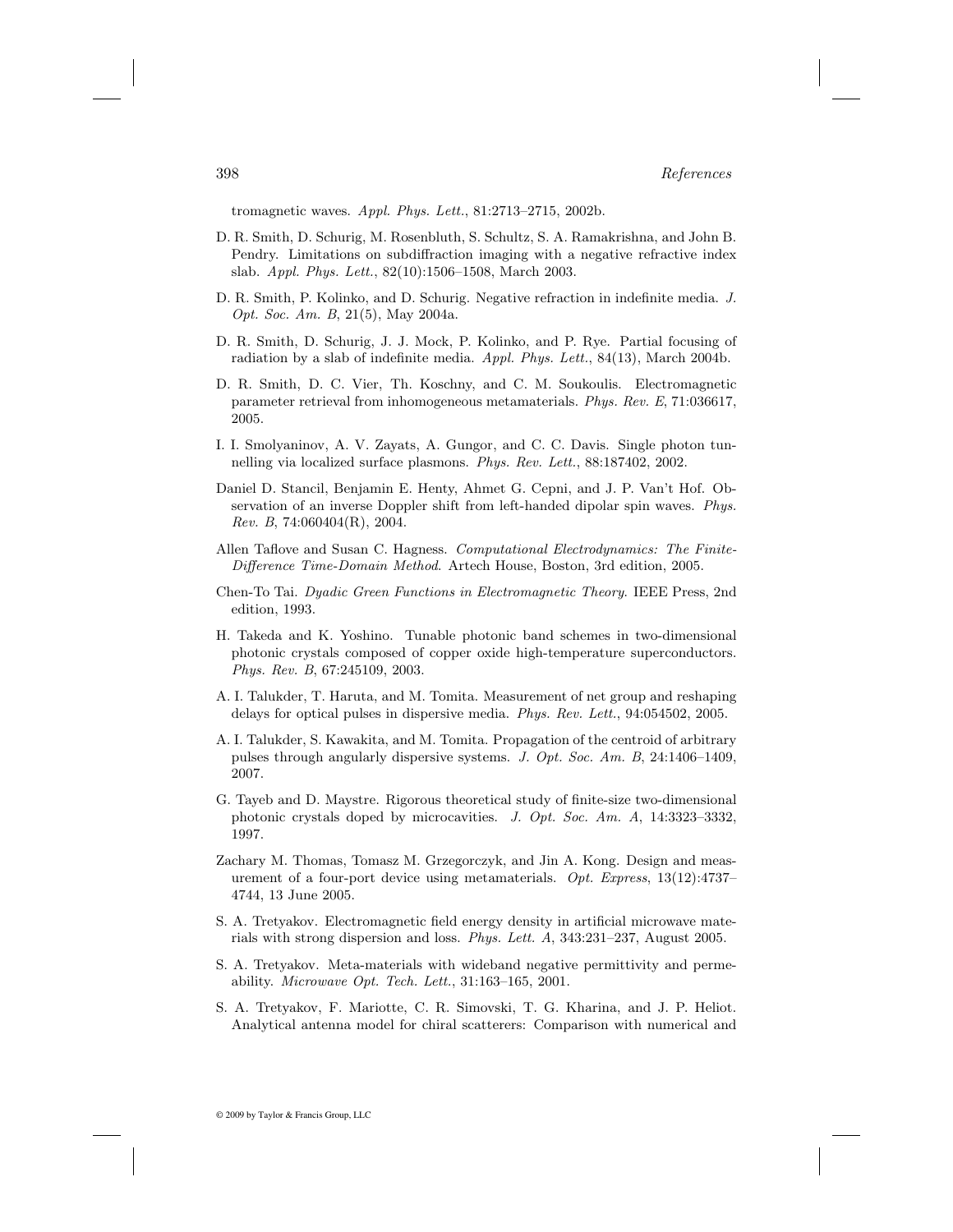tromagnetic waves. *Appl. Phys. Lett.*, 81:2713–2715, 2002b.

D. R. Smith, D. Schurig, M. Rosenbluth, S. Schultz, S. A. Ramakrishna, and John B. Pendry. Limitations on subdiffraction imaging with a negative refractive index slab. *Appl. Phys. Lett.*, 82(10):1506–1508, March 2003.

D. R. Smith, P. Kolinko, and D. Schurig. Negative refraction in indefinite media. *J. Opt. Soc. Am. B*, 21(5), May 2004a.

D. R. Smith, D. Schurig, J. J. Mock, P. Kolinko, and P. Rye. Partial focusing of radiation by a slab of indefinite media. *Appl. Phys. Lett.*, 84(13), March 2004b.

D. R. Smith, D. C. Vier, Th. Koschny, and C. M. Soukoulis. Electromagnetic parameter retrieval from inhomogeneous metamaterials. *Phys. Rev. E*, 71:036617, 2005.

I. I. Smolyaninov, A. V. Zayats, A. Gungor, and C. C. Davis. Single photon tunnelling via localized surface plasmons. *Phys. Rev. Lett.*, 88:187402, 2002.

Daniel D. Stancil, Benjamin E. Henty, Ahmet G. Cepni, and J. P. Van't Hof. Observation of an inverse Doppler shift from left-handed dipolar spin waves. *Phys. Rev. B*, 74:060404(R), 2004.

Allen Taflove and Susan C. Hagness. *Computational Electrodynamics: The Finite-Difference Time-Domain Method*. Artech House, Boston, 3rd edition, 2005.

Chen-To Tai. *Dyadic Green Functions in Electromagnetic Theory*. IEEE Press, 2nd edition, 1993.

H. Takeda and K. Yoshino. Tunable photonic band schemes in two-dimensional photonic crystals composed of copper oxide high-temperature superconductors. *Phys. Rev. B*, 67:245109, 2003.

A. I. Talukder, T. Haruta, and M. Tomita. Measurement of net group and reshaping delays for optical pulses in dispersive media. *Phys. Rev. Lett.*, 94:054502, 2005.

A. I. Talukder, S. Kawakita, and M. Tomita. Propagation of the centroid of arbitrary pulses through angularly dispersive systems. *J. Opt. Soc. Am. B*, 24:1406–1409, 2007.

G. Tayeb and D. Maystre. Rigorous theoretical study of finite-size two-dimensional photonic crystals doped by microcavities. *J. Opt. Soc. Am. A*, 14:3323–3332, 1997.

Zachary M. Thomas, Tomasz M. Grzegorczyk, and Jin A. Kong. Design and measurement of a four-port device using metamaterials. *Opt. Express*, 13(12):4737–4744, 13 June 2005.

S. A. Tretyakov. Electromagnetic field energy density in artificial microwave materials with strong dispersion and loss. *Phys. Lett. A*, 343:231–237, August 2005.

S. A. Tretyakov. Meta-materials with wideband negative permittivity and permeability. *Microwave Opt. Tech. Lett.*, 31:163–165, 2001.

S. A. Tretyakov, F. Mariotte, C. R. Simovski, T. G. Kharina, and J. P. Heliot. Analytical antenna model for chiral scatterers: Comparison with numerical and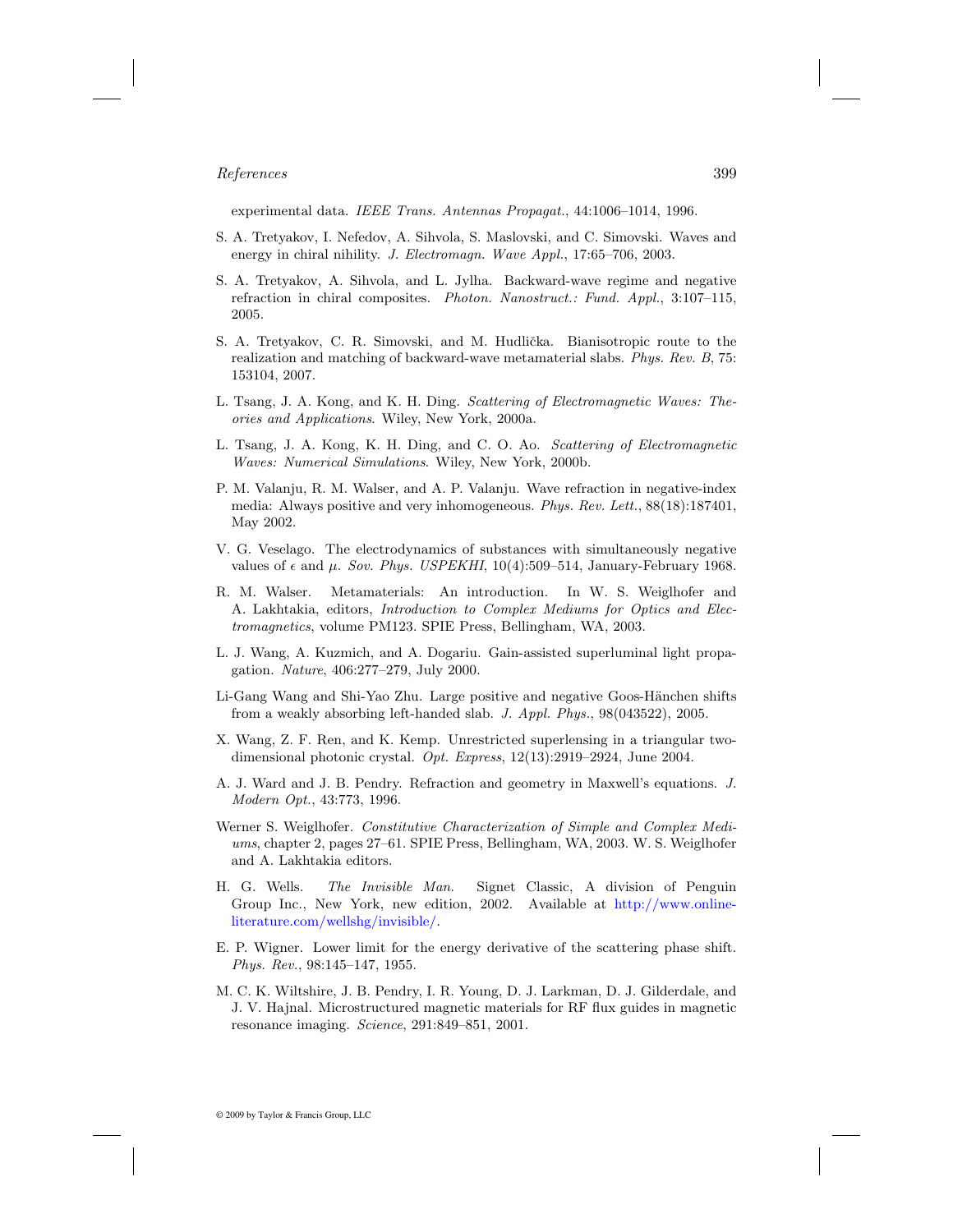experimental data. *IEEE Trans. Antennas Propagat.*, 44:1006–1014, 1996.

S. A. Tretyakov, I. Nefedov, A. Sihvola, S. Maslovski, and C. Simovski. Waves and energy in chiral nihility. *J. Electromagn. Wave Appl.*, 17:65–706, 2003.

S. A. Tretyakov, A. Sihvola, and L. Jylha. Backward-wave regime and negative refraction in chiral composites. *Photon. Nanostruct.: Fund. Appl.*, 3:107–115, 2005.

S. A. Tretyakov, C. R. Simovski, and M. Hudlička. Bianisotropic route to the realization and matching of backward-wave metamaterial slabs. *Phys. Rev. B*, 75: 153104, 2007.

L. Tsang, J. A. Kong, and K. H. Ding. *Scattering of Electromagnetic Waves: Theories and Applications*. Wiley, New York, 2000a.

L. Tsang, J. A. Kong, K. H. Ding, and C. O. Ao. *Scattering of Electromagnetic Waves: Numerical Simulations*. Wiley, New York, 2000b.

P. M. Valanju, R. M. Walser, and A. P. Valanju. Wave refraction in negative-index media: Always positive and very inhomogeneous. *Phys. Rev. Lett.*, 88(18):187401, May 2002.

V. G. Veselago. The electrodynamics of substances with simultaneously negative values of $\epsilon$ and $\mu$. *Sov. Phys. USPEKHI*, 10(4):509–514, January-February 1968.

R. M. Walser. Metamaterials: An introduction. In W. S. Weiglhofer and A. Lakhtakia, editors, *Introduction to Complex Mediums for Optics and Electromagnetics*, volume PM123. SPIE Press, Bellingham, WA, 2003.

L. J. Wang, A. Kuzmich, and A. Dogariu. Gain-assisted superluminal light propagation. *Nature*, 406:277–279, July 2000.

Li-Gang Wang and Shi-Yao Zhu. Large positive and negative Goos-Hänchen shifts from a weakly absorbing left-handed slab. *J. Appl. Phys.*, 98(043522), 2005.

X. Wang, Z. F. Ren, and K. Kemp. Unrestricted superlensing in a triangular two-dimensional photonic crystal. *Opt. Express*, 12(13):2919–2924, June 2004.

A. J. Ward and J. B. Pendry. Refraction and geometry in Maxwell's equations. *J. Modern Opt.*, 43:773, 1996.

Werner S. Weiglhofer. *Constitutive Characterization of Simple and Complex Mediums*, chapter 2, pages 27–61. SPIE Press, Bellingham, WA, 2003. W. S. Weiglhofer and A. Lakhtakia editors.

H. G. Wells. *The Invisible Man*. Signet Classic, A division of Penguin Group Inc., New York, new edition, 2002. Available at http://www.online-literature.com/wellshg/invisible/.

E. P. Wigner. Lower limit for the energy derivative of the scattering phase shift. *Phys. Rev.*, 98:145–147, 1955.

M. C. K. Wiltshire, J. B. Pendry, I. R. Young, D. J. Larkman, D. J. Gilderdale, and J. V. Hajnal. Microstructured magnetic materials for RF flux guides in magnetic resonance imaging. *Science*, 291:849–851, 2001.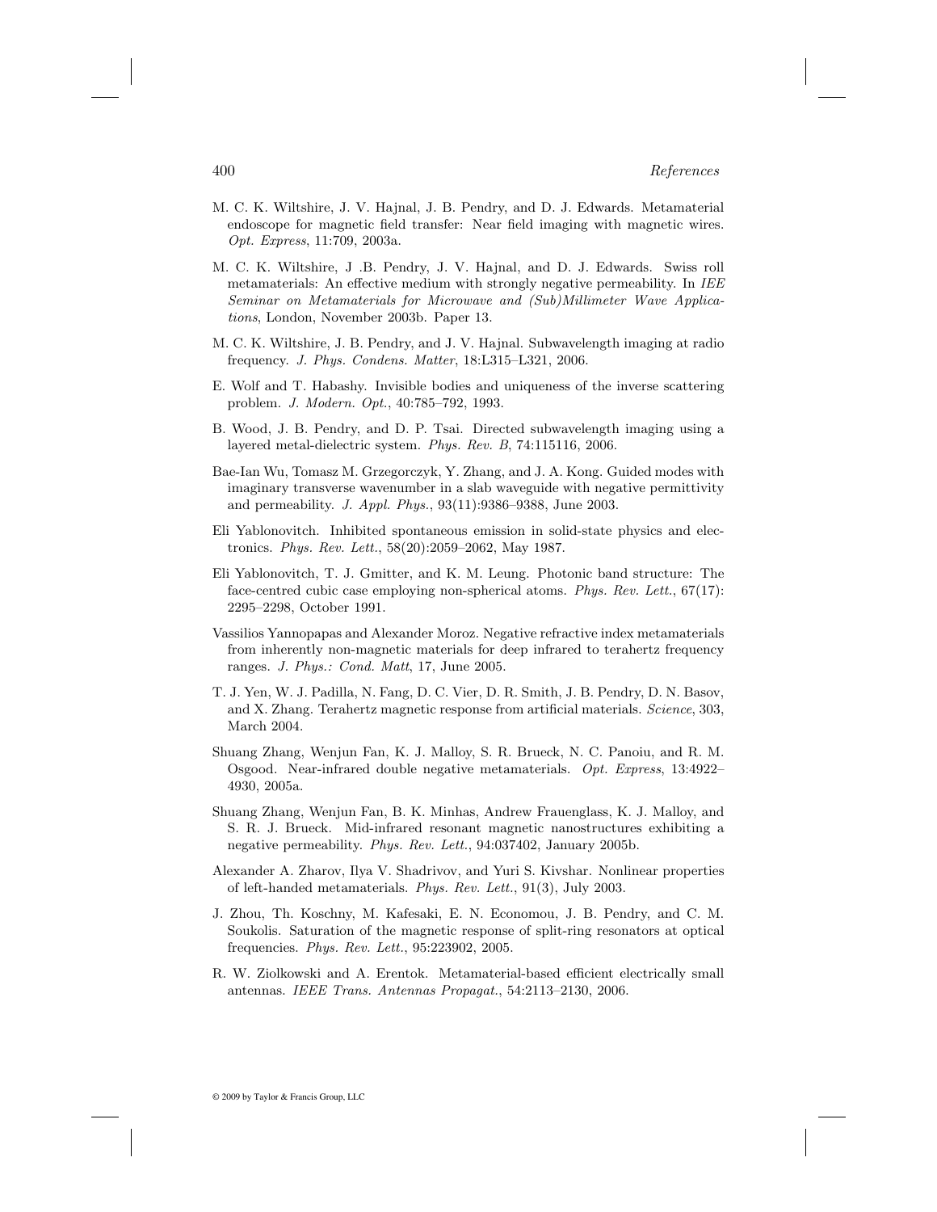M. C. K. Wiltshire, J. V. Hajnal, J. B. Pendry, and D. J. Edwards. Metamaterial endoscope for magnetic field transfer: Near field imaging with magnetic wires. *Opt. Express*, 11:709, 2003a.

M. C. K. Wiltshire, J .B. Pendry, J. V. Hajnal, and D. J. Edwards. Swiss roll metamaterials: An effective medium with strongly negative permeability. In *IEE Seminar on Metamaterials for Microwave and (Sub)Millimeter Wave Applications*, London, November 2003b. Paper 13.

M. C. K. Wiltshire, J. B. Pendry, and J. V. Hajnal. Subwavelength imaging at radio frequency. *J. Phys. Condens. Matter*, 18:L315–L321, 2006.

E. Wolf and T. Habashy. Invisible bodies and uniqueness of the inverse scattering problem. *J. Modern. Opt.*, 40:785–792, 1993.

B. Wood, J. B. Pendry, and D. P. Tsai. Directed subwavelength imaging using a layered metal-dielectric system. *Phys. Rev. B*, 74:115116, 2006.

Bae-Ian Wu, Tomasz M. Grzegorczyk, Y. Zhang, and J. A. Kong. Guided modes with imaginary transverse wavenumber in a slab waveguide with negative permittivity and permeability. *J. Appl. Phys.*, 93(11):9386–9388, June 2003.

Eli Yablonovitch. Inhibited spontaneous emission in solid-state physics and electronics. *Phys. Rev. Lett.*, 58(20):2059–2062, May 1987.

Eli Yablonovitch, T. J. Gmitter, and K. M. Leung. Photonic band structure: The face-centred cubic case employing non-spherical atoms. *Phys. Rev. Lett.*, 67(17): 2295–2298, October 1991.

Vassilios Yannopapas and Alexander Moroz. Negative refractive index metamaterials from inherently non-magnetic materials for deep infrared to terahertz frequency ranges. *J. Phys.: Cond. Matt*, 17, June 2005.

T. J. Yen, W. J. Padilla, N. Fang, D. C. Vier, D. R. Smith, J. B. Pendry, D. N. Basov, and X. Zhang. Terahertz magnetic response from artificial materials. *Science*, 303, March 2004.

Shuang Zhang, Wenjun Fan, K. J. Malloy, S. R. Brueck, N. C. Panoiu, and R. M. Osgood. Near-infrared double negative metamaterials. *Opt. Express*, 13:4922–4930, 2005a.

Shuang Zhang, Wenjun Fan, B. K. Minhas, Andrew Frauenglass, K. J. Malloy, and S. R. J. Brueck. Mid-infrared resonant magnetic nanostructures exhibiting a negative permeability. *Phys. Rev. Lett.*, 94:037402, January 2005b.

Alexander A. Zharov, Ilya V. Shadrivov, and Yuri S. Kivshar. Nonlinear properties of left-handed metamaterials. *Phys. Rev. Lett.*, 91(3), July 2003.

J. Zhou, Th. Koschny, M. Kafesaki, E. N. Economou, J. B. Pendry, and C. M. Soukolis. Saturation of the magnetic response of split-ring resonators at optical frequencies. *Phys. Rev. Lett.*, 95:223902, 2005.

R. W. Ziolkowski and A. Erentok. Metamaterial-based efficient electrically small antennas. *IEEE Trans. Antennas Propagat.*, 54:2113–2130, 2006.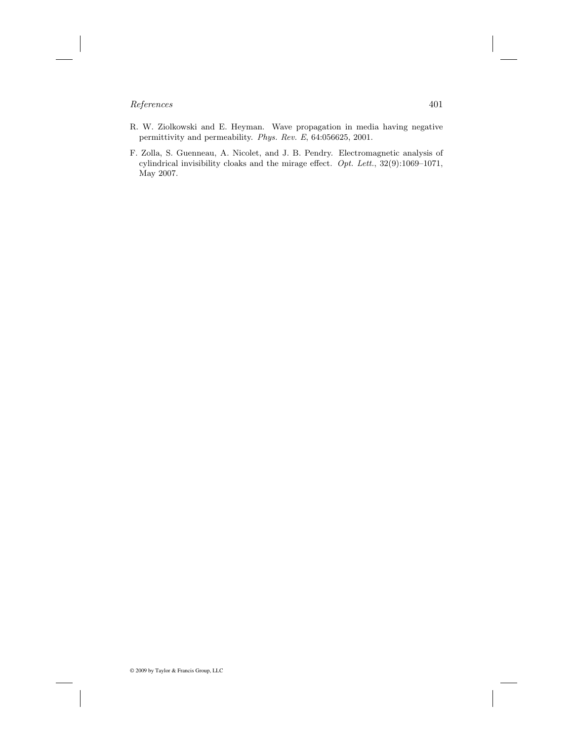R. W. Ziolkowski and E. Heyman. Wave propagation in media having negative permittivity and permeability. *Phys. Rev. E*, 64:056625, 2001.

F. Zolla, S. Guenneau, A. Nicolet, and J. B. Pendry. Electromagnetic analysis of cylindrical invisibility cloaks and the mirage effect. *Opt. Lett.*, 32(9):1069–1071, May 2007.

© 2009 by Taylor & Francis Group, LLC